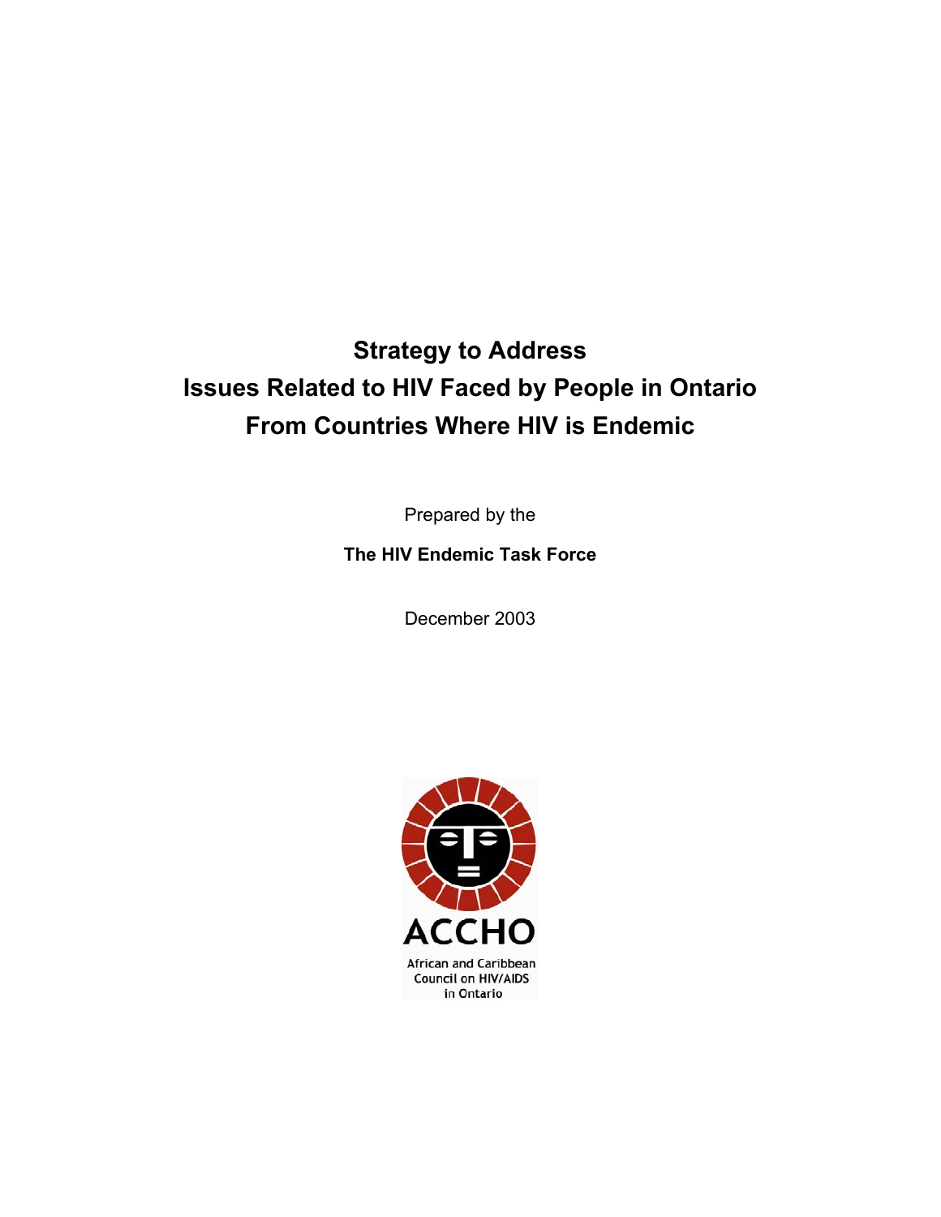# Strategy to Address Issues Related to HIV Faced by People in Ontario From Countries Where HIV is Endemic

Prepared by the

**The HIV Endemic Task Force**

December 2003

ACCHO

African and Caribbean Council on HIV/AIDS in Ontario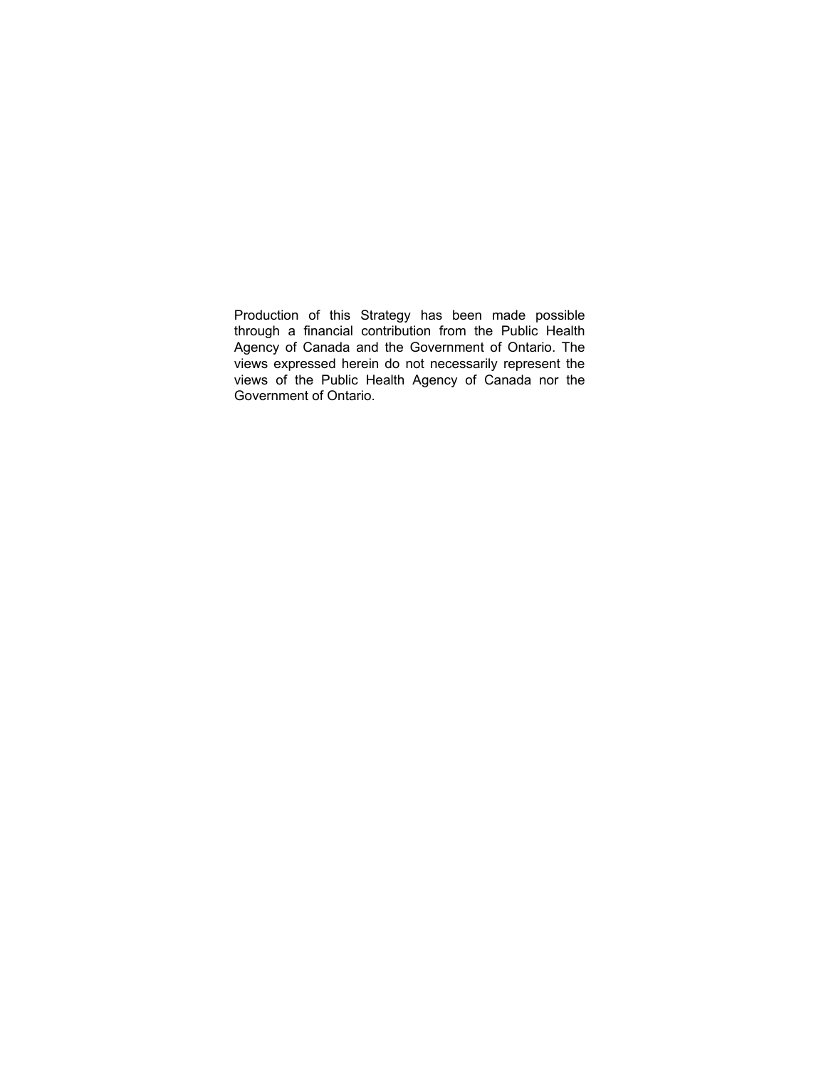Production of this Strategy has been made possible through a financial contribution from the Public Health Agency of Canada and the Government of Ontario. The views expressed herein do not necessarily represent the views of the Public Health Agency of Canada nor the Government of Ontario.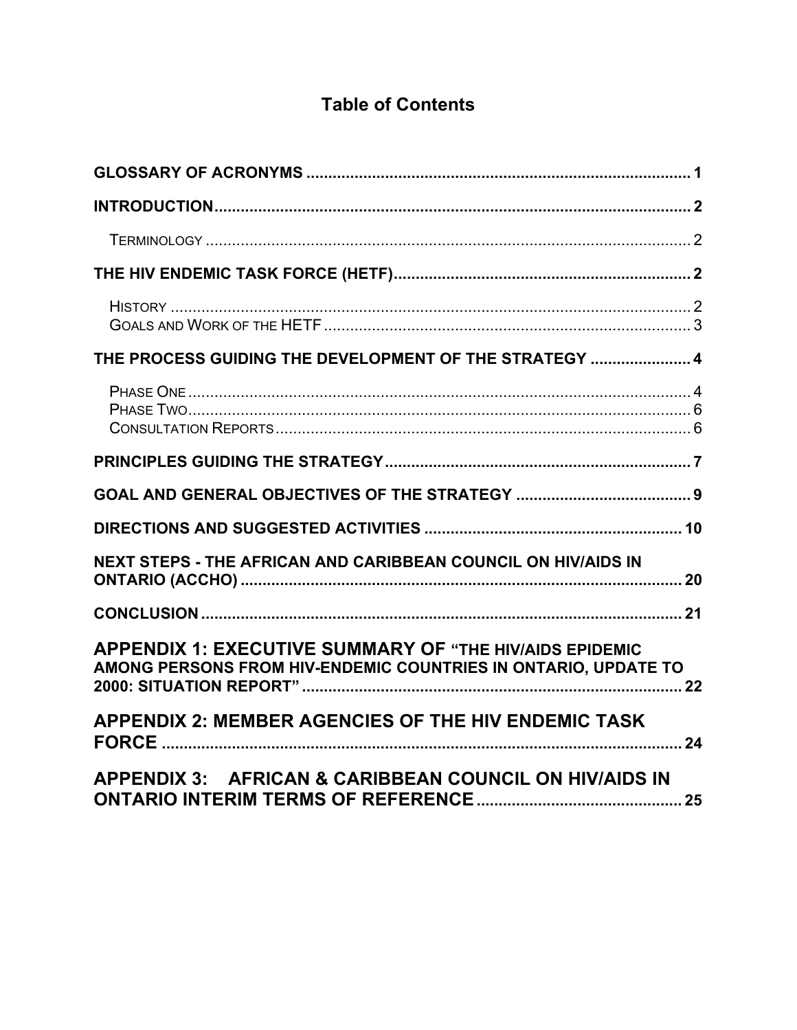# Table of Contents

**GLOSSARY OF ACRONYMS** ........................................................................ **1**

**INTRODUCTION** ........................................................................ **2**

- Terminology ........................................................................ 2

**THE HIV ENDEMIC TASK FORCE (HETF)** ........................................................................ **2**

- History ........................................................................ 2
- Goals and Work of the HETF ........................................................................ 3

**THE PROCESS GUIDING THE DEVELOPMENT OF THE STRATEGY** ........................................................................ **4**

- Phase One ........................................................................ 4
- Phase Two ........................................................................ 6
- Consultation Reports ........................................................................ 6

**PRINCIPLES GUIDING THE STRATEGY** ........................................................................ **7**

**GOAL AND GENERAL OBJECTIVES OF THE STRATEGY** ........................................................................ **9**

**DIRECTIONS AND SUGGESTED ACTIVITIES** ........................................................................ **10**

**NEXT STEPS - THE AFRICAN AND CARIBBEAN COUNCIL ON HIV/AIDS IN ONTARIO (ACCHO)** ........................................................................ **20**

**CONCLUSION** ........................................................................ **21**

**APPENDIX 1: EXECUTIVE SUMMARY OF "THE HIV/AIDS EPIDEMIC AMONG PERSONS FROM HIV-ENDEMIC COUNTRIES IN ONTARIO, UPDATE TO 2000: SITUATION REPORT"** ........................................................................ **22**

**APPENDIX 2: MEMBER AGENCIES OF THE HIV ENDEMIC TASK FORCE** ........................................................................ **24**

**APPENDIX 3: AFRICAN & CARIBBEAN COUNCIL ON HIV/AIDS IN ONTARIO INTERIM TERMS OF REFERENCE** ........................................................................ **25**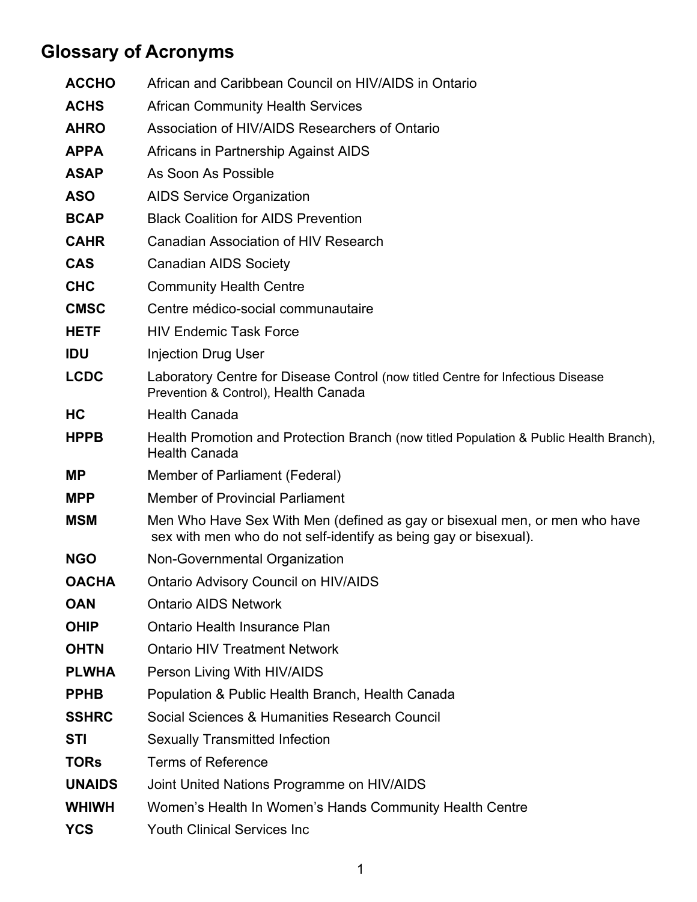# Glossary of Acronyms

| Acronym | Definition |
| --- | --- |
| **ACCHO** | African and Caribbean Council on HIV/AIDS in Ontario |
| **ACHS** | African Community Health Services |
| **AHRO** | Association of HIV/AIDS Researchers of Ontario |
| **APPA** | Africans in Partnership Against AIDS |
| **ASAP** | As Soon As Possible |
| **ASO** | AIDS Service Organization |
| **BCAP** | Black Coalition for AIDS Prevention |
| **CAHR** | Canadian Association of HIV Research |
| **CAS** | Canadian AIDS Society |
| **CHC** | Community Health Centre |
| **CMSC** | Centre médico-social communautaire |
| **HETF** | HIV Endemic Task Force |
| **IDU** | Injection Drug User |
| **LCDC** | Laboratory Centre for Disease Control (now titled Centre for Infectious Disease Prevention & Control), Health Canada |
| **HC** | Health Canada |
| **HPPB** | Health Promotion and Protection Branch (now titled Population & Public Health Branch), Health Canada |
| **MP** | Member of Parliament (Federal) |
| **MPP** | Member of Provincial Parliament |
| **MSM** | Men Who Have Sex With Men (defined as gay or bisexual men, or men who have sex with men who do not self-identify as being gay or bisexual). |
| **NGO** | Non-Governmental Organization |
| **OACHA** | Ontario Advisory Council on HIV/AIDS |
| **OAN** | Ontario AIDS Network |
| **OHIP** | Ontario Health Insurance Plan |
| **OHTN** | Ontario HIV Treatment Network |
| **PLWHA** | Person Living With HIV/AIDS |
| **PPHB** | Population & Public Health Branch, Health Canada |
| **SSHRC** | Social Sciences & Humanities Research Council |
| **STI** | Sexually Transmitted Infection |
| **TORs** | Terms of Reference |
| **UNAIDS** | Joint United Nations Programme on HIV/AIDS |
| **WHIWH** | Women's Health In Women's Hands Community Health Centre |
| **YCS** | Youth Clinical Services Inc |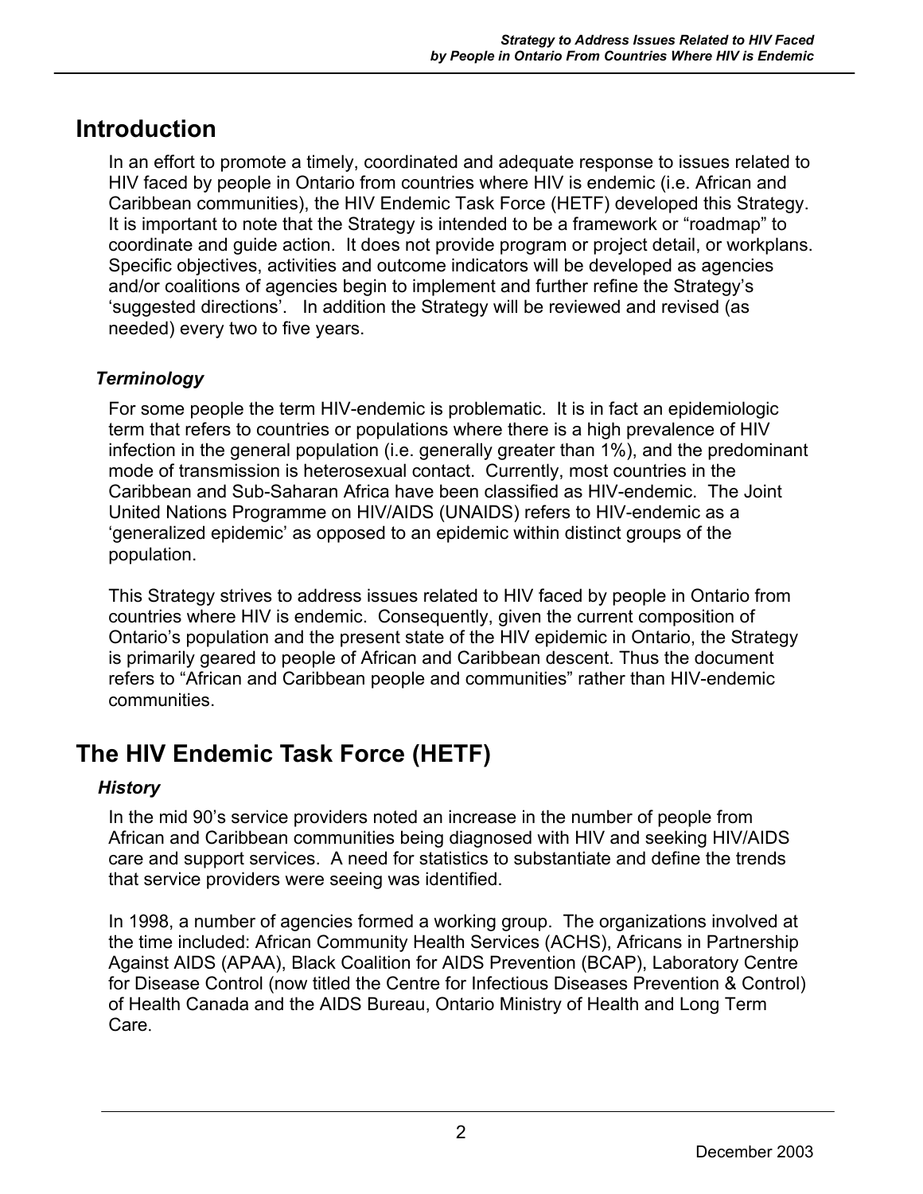## Introduction

In an effort to promote a timely, coordinated and adequate response to issues related to HIV faced by people in Ontario from countries where HIV is endemic (i.e. African and Caribbean communities), the HIV Endemic Task Force (HETF) developed this Strategy. It is important to note that the Strategy is intended to be a framework or "roadmap" to coordinate and guide action. It does not provide program or project detail, or workplans. Specific objectives, activities and outcome indicators will be developed as agencies and/or coalitions of agencies begin to implement and further refine the Strategy's 'suggested directions'. In addition the Strategy will be reviewed and revised (as needed) every two to five years.

### *Terminology*

For some people the term HIV-endemic is problematic. It is in fact an epidemiologic term that refers to countries or populations where there is a high prevalence of HIV infection in the general population (i.e. generally greater than 1%), and the predominant mode of transmission is heterosexual contact. Currently, most countries in the Caribbean and Sub-Saharan Africa have been classified as HIV-endemic. The Joint United Nations Programme on HIV/AIDS (UNAIDS) refers to HIV-endemic as a 'generalized epidemic' as opposed to an epidemic within distinct groups of the population.

This Strategy strives to address issues related to HIV faced by people in Ontario from countries where HIV is endemic. Consequently, given the current composition of Ontario's population and the present state of the HIV epidemic in Ontario, the Strategy is primarily geared to people of African and Caribbean descent. Thus the document refers to "African and Caribbean people and communities" rather than HIV-endemic communities.

## The HIV Endemic Task Force (HETF)

### *History*

In the mid 90's service providers noted an increase in the number of people from African and Caribbean communities being diagnosed with HIV and seeking HIV/AIDS care and support services. A need for statistics to substantiate and define the trends that service providers were seeing was identified.

In 1998, a number of agencies formed a working group. The organizations involved at the time included: African Community Health Services (ACHS), Africans in Partnership Against AIDS (APAA), Black Coalition for AIDS Prevention (BCAP), Laboratory Centre for Disease Control (now titled the Centre for Infectious Diseases Prevention & Control) of Health Canada and the AIDS Bureau, Ontario Ministry of Health and Long Term Care.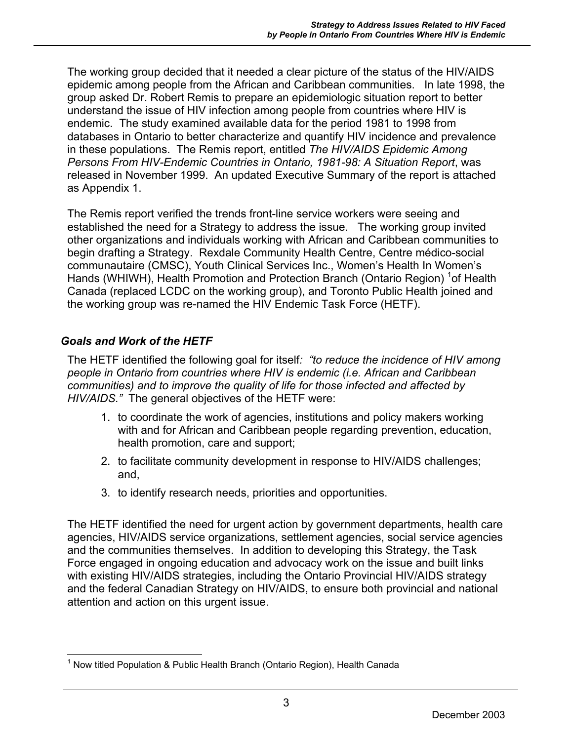The working group decided that it needed a clear picture of the status of the HIV/AIDS epidemic among people from the African and Caribbean communities. In late 1998, the group asked Dr. Robert Remis to prepare an epidemiologic situation report to better understand the issue of HIV infection among people from countries where HIV is endemic. The study examined available data for the period 1981 to 1998 from databases in Ontario to better characterize and quantify HIV incidence and prevalence in these populations. The Remis report, entitled *The HIV/AIDS Epidemic Among Persons From HIV-Endemic Countries in Ontario, 1981-98: A Situation Report*, was released in November 1999. An updated Executive Summary of the report is attached as Appendix 1.

The Remis report verified the trends front-line service workers were seeing and established the need for a Strategy to address the issue. The working group invited other organizations and individuals working with African and Caribbean communities to begin drafting a Strategy. Rexdale Community Health Centre, Centre médico-social communautaire (CMSC), Youth Clinical Services Inc., Women's Health In Women's Hands (WHIWH), Health Promotion and Protection Branch (Ontario Region) [1]of Health Canada (replaced LCDC on the working group), and Toronto Public Health joined and the working group was re-named the HIV Endemic Task Force (HETF).

### *Goals and Work of the HETF*

The HETF identified the following goal for itself*: "to reduce the incidence of HIV among people in Ontario from countries where HIV is endemic (i.e. African and Caribbean communities) and to improve the quality of life for those infected and affected by HIV/AIDS."* The general objectives of the HETF were:

1. to coordinate the work of agencies, institutions and policy makers working with and for African and Caribbean people regarding prevention, education, health promotion, care and support;
2. to facilitate community development in response to HIV/AIDS challenges; and,
3. to identify research needs, priorities and opportunities.

The HETF identified the need for urgent action by government departments, health care agencies, HIV/AIDS service organizations, settlement agencies, social service agencies and the communities themselves. In addition to developing this Strategy, the Task Force engaged in ongoing education and advocacy work on the issue and built links with existing HIV/AIDS strategies, including the Ontario Provincial HIV/AIDS strategy and the federal Canadian Strategy on HIV/AIDS, to ensure both provincial and national attention and action on this urgent issue.

---

[1] Now titled Population & Public Health Branch (Ontario Region), Health Canada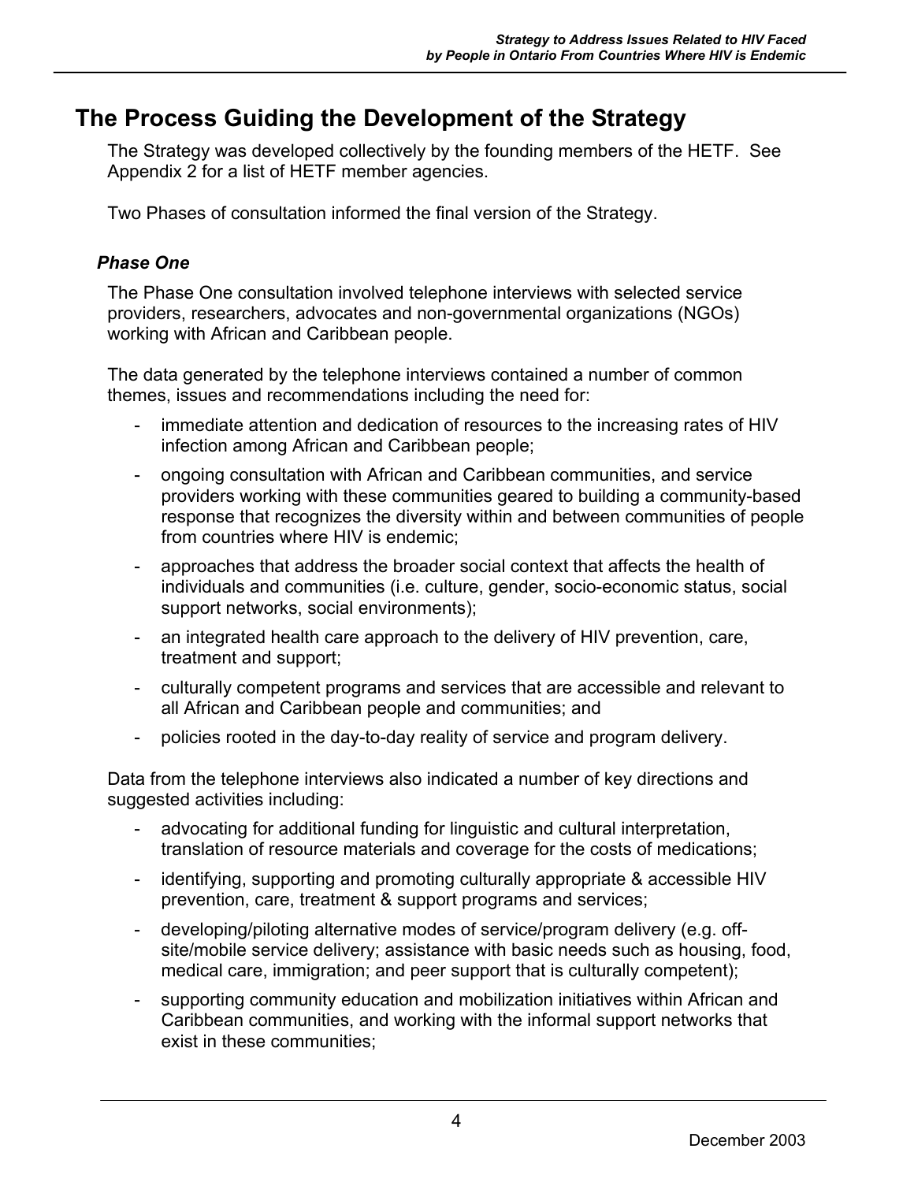## The Process Guiding the Development of the Strategy

The Strategy was developed collectively by the founding members of the HETF. See Appendix 2 for a list of HETF member agencies.

Two Phases of consultation informed the final version of the Strategy.

### *Phase One*

The Phase One consultation involved telephone interviews with selected service providers, researchers, advocates and non-governmental organizations (NGOs) working with African and Caribbean people.

The data generated by the telephone interviews contained a number of common themes, issues and recommendations including the need for:

- immediate attention and dedication of resources to the increasing rates of HIV infection among African and Caribbean people;
- ongoing consultation with African and Caribbean communities, and service providers working with these communities geared to building a community-based response that recognizes the diversity within and between communities of people from countries where HIV is endemic;
- approaches that address the broader social context that affects the health of individuals and communities (i.e. culture, gender, socio-economic status, social support networks, social environments);
- an integrated health care approach to the delivery of HIV prevention, care, treatment and support;
- culturally competent programs and services that are accessible and relevant to all African and Caribbean people and communities; and
- policies rooted in the day-to-day reality of service and program delivery.

Data from the telephone interviews also indicated a number of key directions and suggested activities including:

- advocating for additional funding for linguistic and cultural interpretation, translation of resource materials and coverage for the costs of medications;
- identifying, supporting and promoting culturally appropriate & accessible HIV prevention, care, treatment & support programs and services;
- developing/piloting alternative modes of service/program delivery (e.g. off-site/mobile service delivery; assistance with basic needs such as housing, food, medical care, immigration; and peer support that is culturally competent);
- supporting community education and mobilization initiatives within African and Caribbean communities, and working with the informal support networks that exist in these communities;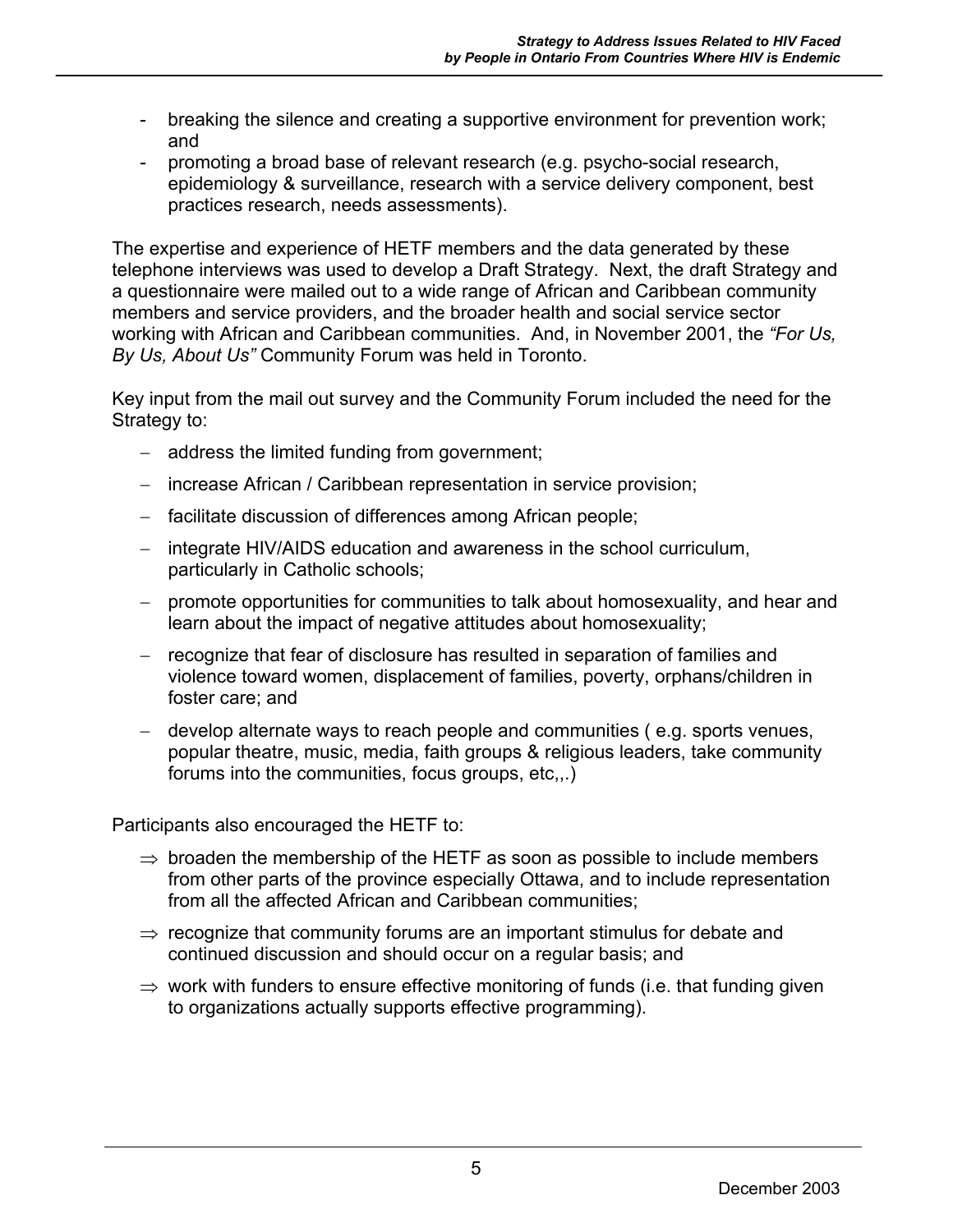- breaking the silence and creating a supportive environment for prevention work; and
- promoting a broad base of relevant research (e.g. psycho-social research, epidemiology & surveillance, research with a service delivery component, best practices research, needs assessments).

The expertise and experience of HETF members and the data generated by these telephone interviews was used to develop a Draft Strategy. Next, the draft Strategy and a questionnaire were mailed out to a wide range of African and Caribbean community members and service providers, and the broader health and social service sector working with African and Caribbean communities. And, in November 2001, the *"For Us, By Us, About Us"* Community Forum was held in Toronto.

Key input from the mail out survey and the Community Forum included the need for the Strategy to:

- address the limited funding from government;
- increase African / Caribbean representation in service provision;
- facilitate discussion of differences among African people;
- integrate HIV/AIDS education and awareness in the school curriculum, particularly in Catholic schools;
- promote opportunities for communities to talk about homosexuality, and hear and learn about the impact of negative attitudes about homosexuality;
- recognize that fear of disclosure has resulted in separation of families and violence toward women, displacement of families, poverty, orphans/children in foster care; and
- develop alternate ways to reach people and communities ( e.g. sports venues, popular theatre, music, media, faith groups & religious leaders, take community forums into the communities, focus groups, etc,,.)

Participants also encouraged the HETF to:

- ⇒ broaden the membership of the HETF as soon as possible to include members from other parts of the province especially Ottawa, and to include representation from all the affected African and Caribbean communities;
- ⇒ recognize that community forums are an important stimulus for debate and continued discussion and should occur on a regular basis; and
- ⇒ work with funders to ensure effective monitoring of funds (i.e. that funding given to organizations actually supports effective programming).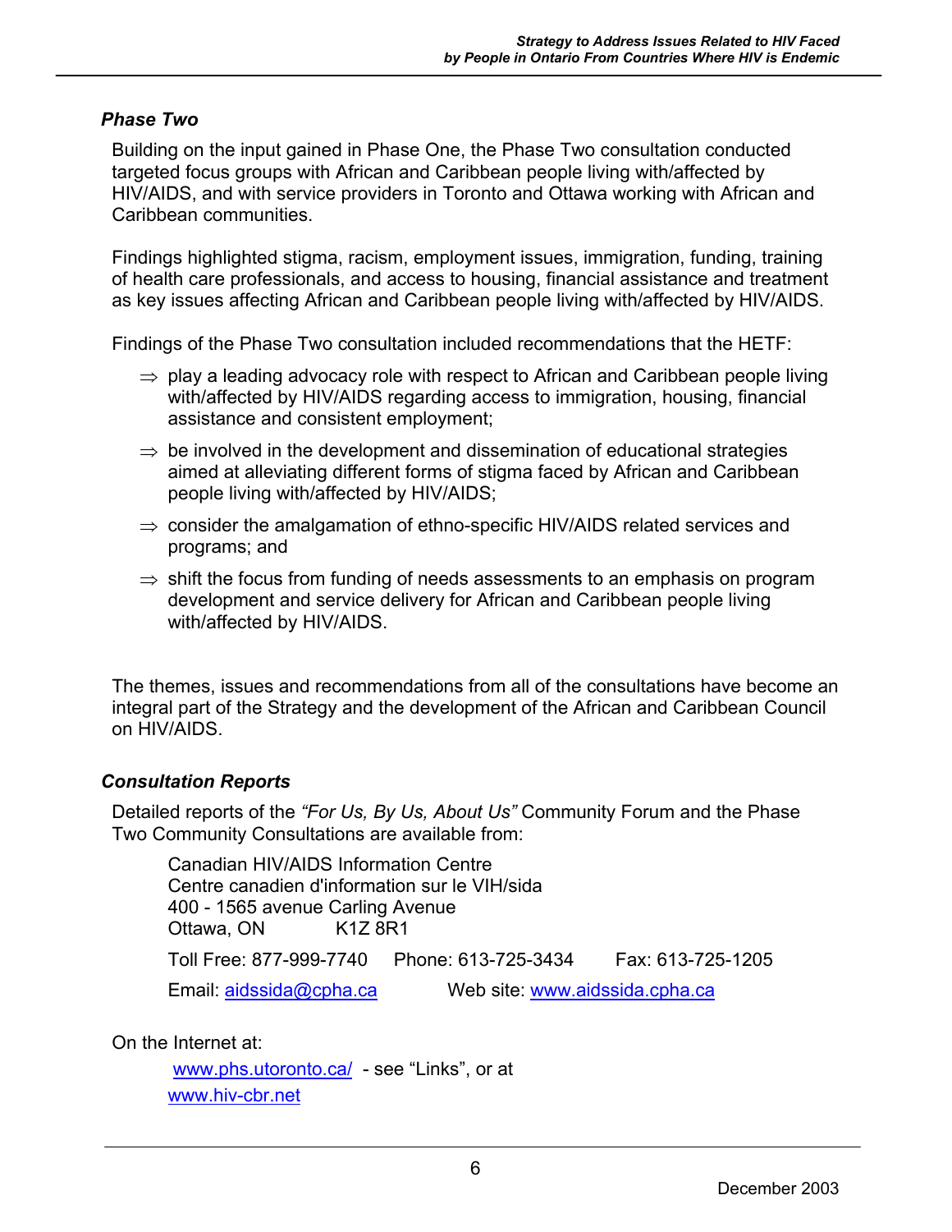### *Phase Two*

Building on the input gained in Phase One, the Phase Two consultation conducted targeted focus groups with African and Caribbean people living with/affected by HIV/AIDS, and with service providers in Toronto and Ottawa working with African and Caribbean communities.

Findings highlighted stigma, racism, employment issues, immigration, funding, training of health care professionals, and access to housing, financial assistance and treatment as key issues affecting African and Caribbean people living with/affected by HIV/AIDS.

Findings of the Phase Two consultation included recommendations that the HETF:

⇒ play a leading advocacy role with respect to African and Caribbean people living with/affected by HIV/AIDS regarding access to immigration, housing, financial assistance and consistent employment;

⇒ be involved in the development and dissemination of educational strategies aimed at alleviating different forms of stigma faced by African and Caribbean people living with/affected by HIV/AIDS;

⇒ consider the amalgamation of ethno-specific HIV/AIDS related services and programs; and

⇒ shift the focus from funding of needs assessments to an emphasis on program development and service delivery for African and Caribbean people living with/affected by HIV/AIDS.

The themes, issues and recommendations from all of the consultations have become an integral part of the Strategy and the development of the African and Caribbean Council on HIV/AIDS.

### *Consultation Reports*

Detailed reports of the *"For Us, By Us, About Us"* Community Forum and the Phase Two Community Consultations are available from:

Canadian HIV/AIDS Information Centre
Centre canadien d'information sur le VIH/sida
400 - 1565 avenue Carling Avenue
Ottawa, ON K1Z 8R1

Toll Free: 877-999-7740 Phone: 613-725-3434 Fax: 613-725-1205

Email: aidssida@cpha.ca Web site: www.aidssida.cpha.ca

On the Internet at:

www.phs.utoronto.ca/ - see "Links", or at
www.hiv-cbr.net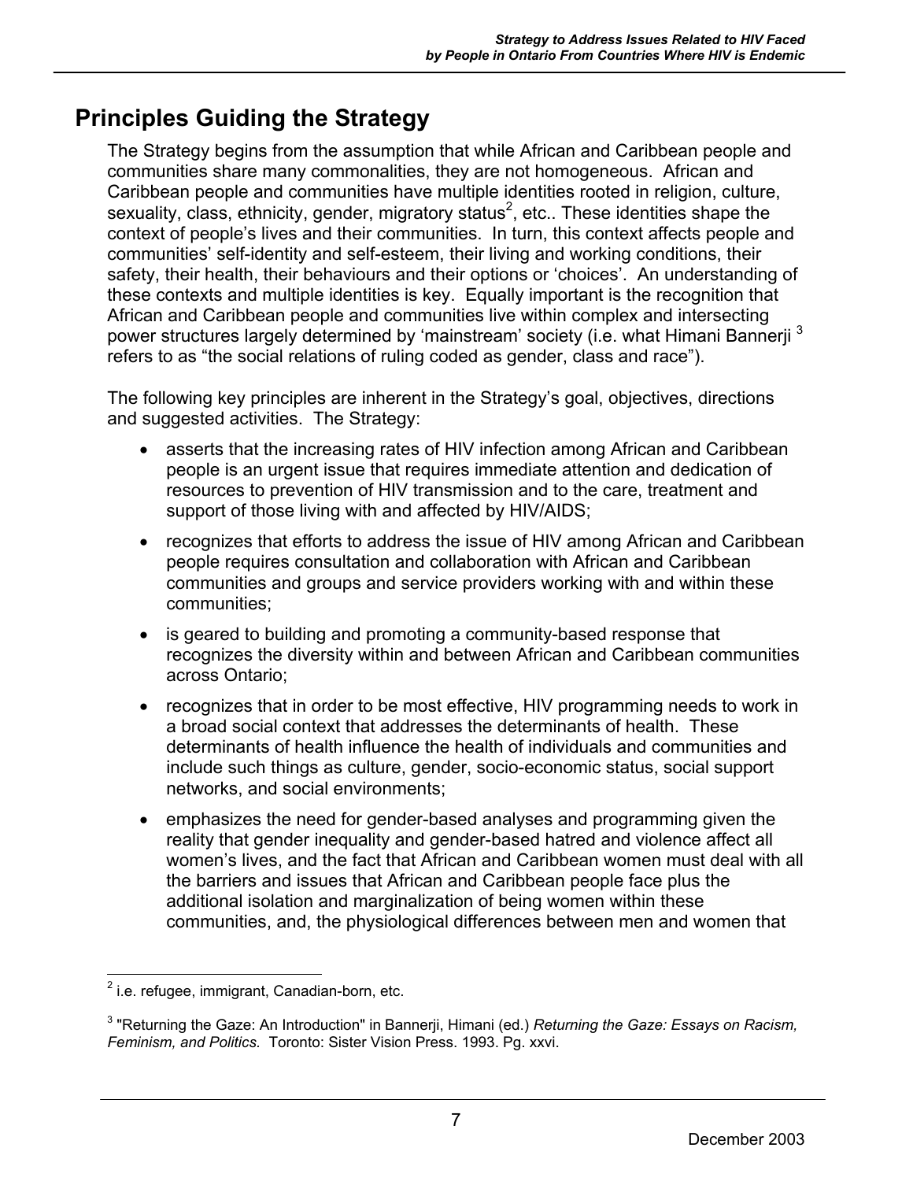## Principles Guiding the Strategy

The Strategy begins from the assumption that while African and Caribbean people and communities share many commonalities, they are not homogeneous. African and Caribbean people and communities have multiple identities rooted in religion, culture, sexuality, class, ethnicity, gender, migratory status[2], etc.. These identities shape the context of people's lives and their communities. In turn, this context affects people and communities' self-identity and self-esteem, their living and working conditions, their safety, their health, their behaviours and their options or 'choices'. An understanding of these contexts and multiple identities is key. Equally important is the recognition that African and Caribbean people and communities live within complex and intersecting power structures largely determined by 'mainstream' society (i.e. what Himani Bannerji [3] refers to as "the social relations of ruling coded as gender, class and race").

The following key principles are inherent in the Strategy's goal, objectives, directions and suggested activities. The Strategy:

- asserts that the increasing rates of HIV infection among African and Caribbean people is an urgent issue that requires immediate attention and dedication of resources to prevention of HIV transmission and to the care, treatment and support of those living with and affected by HIV/AIDS;
- recognizes that efforts to address the issue of HIV among African and Caribbean people requires consultation and collaboration with African and Caribbean communities and groups and service providers working with and within these communities;
- is geared to building and promoting a community-based response that recognizes the diversity within and between African and Caribbean communities across Ontario;
- recognizes that in order to be most effective, HIV programming needs to work in a broad social context that addresses the determinants of health. These determinants of health influence the health of individuals and communities and include such things as culture, gender, socio-economic status, social support networks, and social environments;
- emphasizes the need for gender-based analyses and programming given the reality that gender inequality and gender-based hatred and violence affect all women's lives, and the fact that African and Caribbean women must deal with all the barriers and issues that African and Caribbean people face plus the additional isolation and marginalization of being women within these communities, and, the physiological differences between men and women that

---

[2] i.e. refugee, immigrant, Canadian-born, etc.

[3] "Returning the Gaze: An Introduction" in Bannerji, Himani (ed.) *Returning the Gaze: Essays on Racism, Feminism, and Politics.* Toronto: Sister Vision Press. 1993. Pg. xxvi.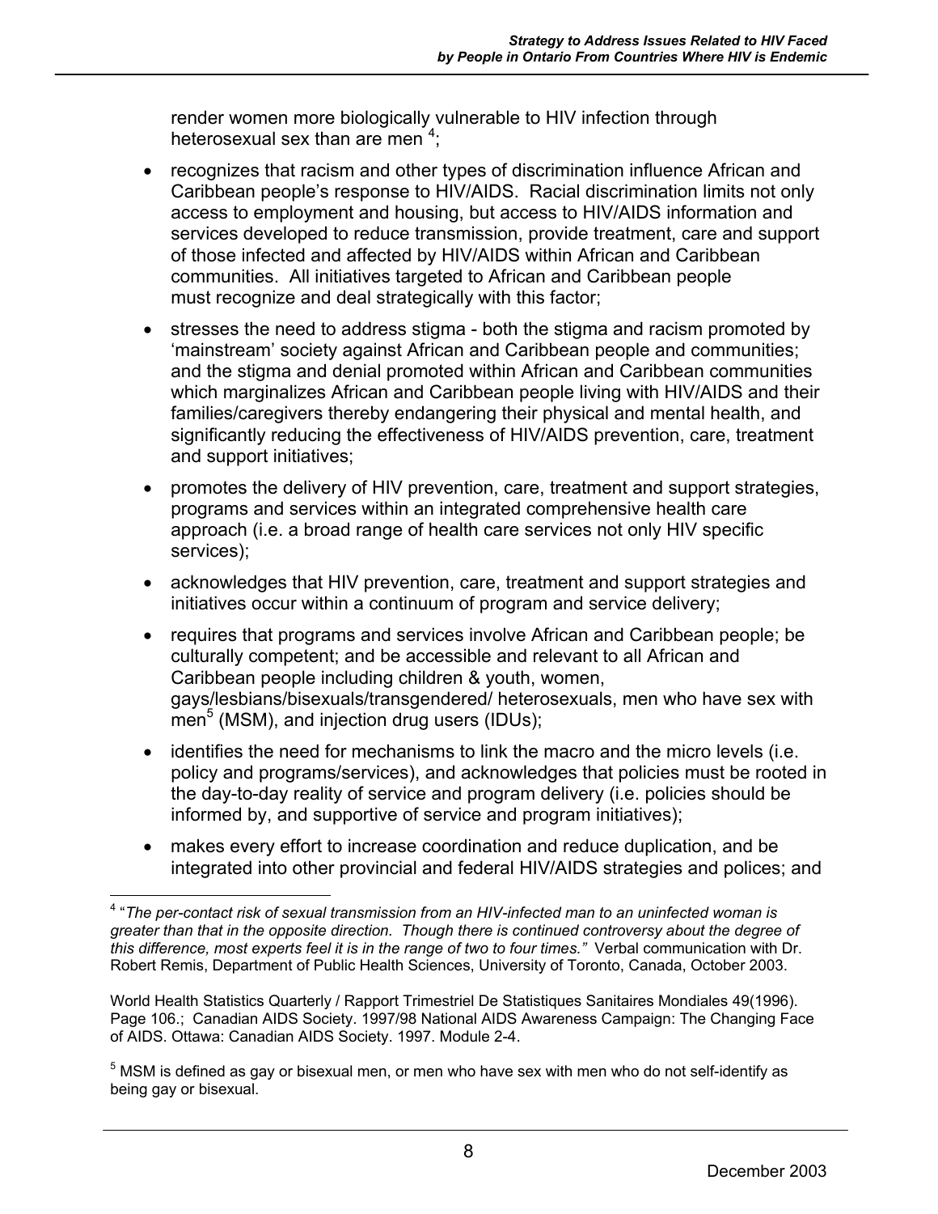render women more biologically vulnerable to HIV infection through heterosexual sex than are men [4];

- recognizes that racism and other types of discrimination influence African and Caribbean people's response to HIV/AIDS. Racial discrimination limits not only access to employment and housing, but access to HIV/AIDS information and services developed to reduce transmission, provide treatment, care and support of those infected and affected by HIV/AIDS within African and Caribbean communities. All initiatives targeted to African and Caribbean people must recognize and deal strategically with this factor;
- stresses the need to address stigma - both the stigma and racism promoted by 'mainstream' society against African and Caribbean people and communities; and the stigma and denial promoted within African and Caribbean communities which marginalizes African and Caribbean people living with HIV/AIDS and their families/caregivers thereby endangering their physical and mental health, and significantly reducing the effectiveness of HIV/AIDS prevention, care, treatment and support initiatives;
- promotes the delivery of HIV prevention, care, treatment and support strategies, programs and services within an integrated comprehensive health care approach (i.e. a broad range of health care services not only HIV specific services);
- acknowledges that HIV prevention, care, treatment and support strategies and initiatives occur within a continuum of program and service delivery;
- requires that programs and services involve African and Caribbean people; be culturally competent; and be accessible and relevant to all African and Caribbean people including children & youth, women, gays/lesbians/bisexuals/transgendered/ heterosexuals, men who have sex with men[5] (MSM), and injection drug users (IDUs);
- identifies the need for mechanisms to link the macro and the micro levels (i.e. policy and programs/services), and acknowledges that policies must be rooted in the day-to-day reality of service and program delivery (i.e. policies should be informed by, and supportive of service and program initiatives);
- makes every effort to increase coordination and reduce duplication, and be integrated into other provincial and federal HIV/AIDS strategies and polices; and

---

[4] "*The per-contact risk of sexual transmission from an HIV-infected man to an uninfected woman is greater than that in the opposite direction. Though there is continued controversy about the degree of this difference, most experts feel it is in the range of two to four times.*" Verbal communication with Dr. Robert Remis, Department of Public Health Sciences, University of Toronto, Canada, October 2003.

World Health Statistics Quarterly / Rapport Trimestriel De Statistiques Sanitaires Mondiales 49(1996). Page 106.; Canadian AIDS Society. 1997/98 National AIDS Awareness Campaign: The Changing Face of AIDS. Ottawa: Canadian AIDS Society. 1997. Module 2-4.

[5] MSM is defined as gay or bisexual men, or men who have sex with men who do not self-identify as being gay or bisexual.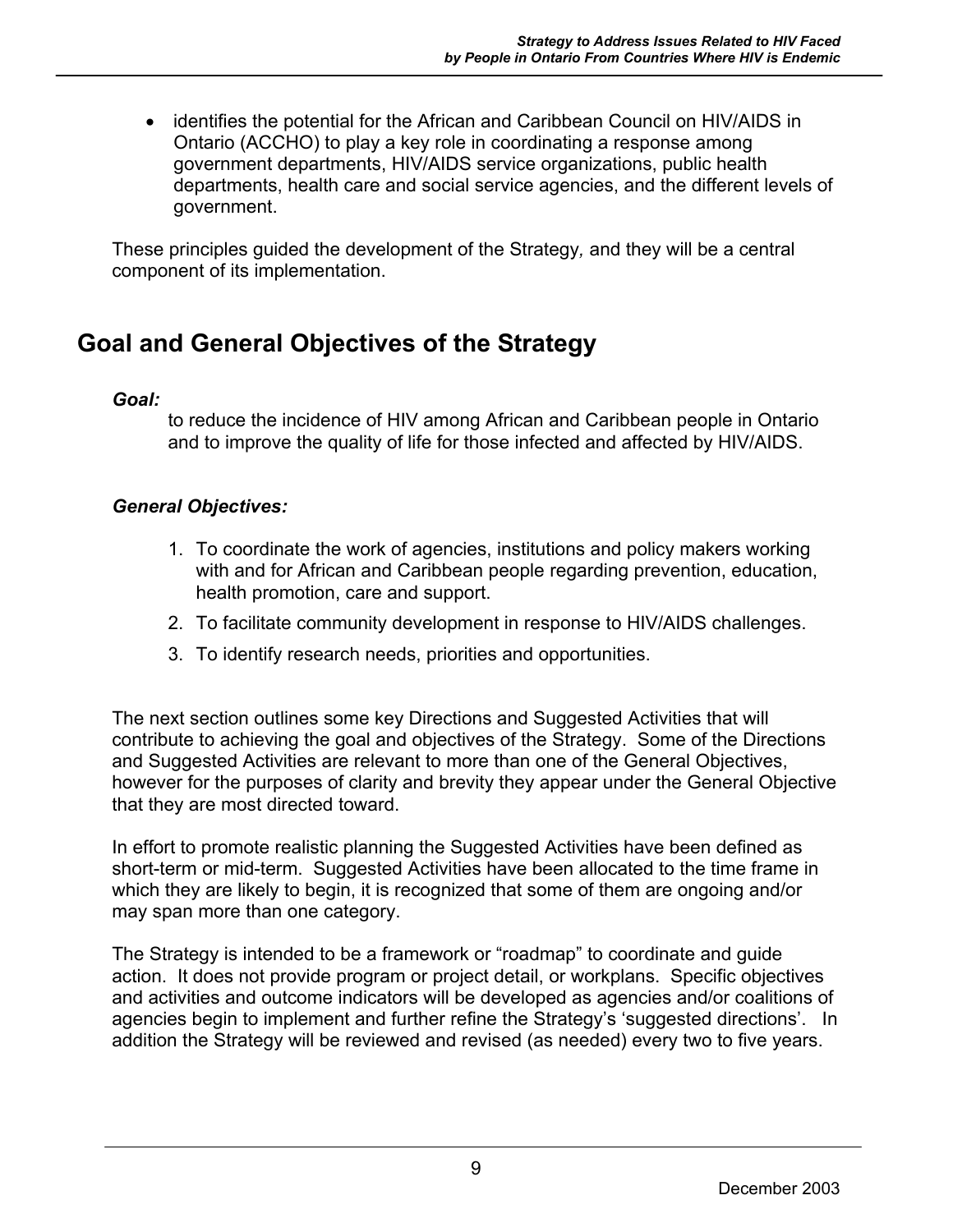- identifies the potential for the African and Caribbean Council on HIV/AIDS in Ontario (ACCHO) to play a key role in coordinating a response among government departments, HIV/AIDS service organizations, public health departments, health care and social service agencies, and the different levels of government.

These principles guided the development of the Strategy, and they will be a central component of its implementation.

## Goal and General Objectives of the Strategy

***Goal:***

to reduce the incidence of HIV among African and Caribbean people in Ontario and to improve the quality of life for those infected and affected by HIV/AIDS.

***General Objectives:***

1. To coordinate the work of agencies, institutions and policy makers working with and for African and Caribbean people regarding prevention, education, health promotion, care and support.
2. To facilitate community development in response to HIV/AIDS challenges.
3. To identify research needs, priorities and opportunities.

The next section outlines some key Directions and Suggested Activities that will contribute to achieving the goal and objectives of the Strategy. Some of the Directions and Suggested Activities are relevant to more than one of the General Objectives, however for the purposes of clarity and brevity they appear under the General Objective that they are most directed toward.

In effort to promote realistic planning the Suggested Activities have been defined as short-term or mid-term. Suggested Activities have been allocated to the time frame in which they are likely to begin, it is recognized that some of them are ongoing and/or may span more than one category.

The Strategy is intended to be a framework or "roadmap" to coordinate and guide action. It does not provide program or project detail, or workplans. Specific objectives and activities and outcome indicators will be developed as agencies and/or coalitions of agencies begin to implement and further refine the Strategy's 'suggested directions'. In addition the Strategy will be reviewed and revised (as needed) every two to five years.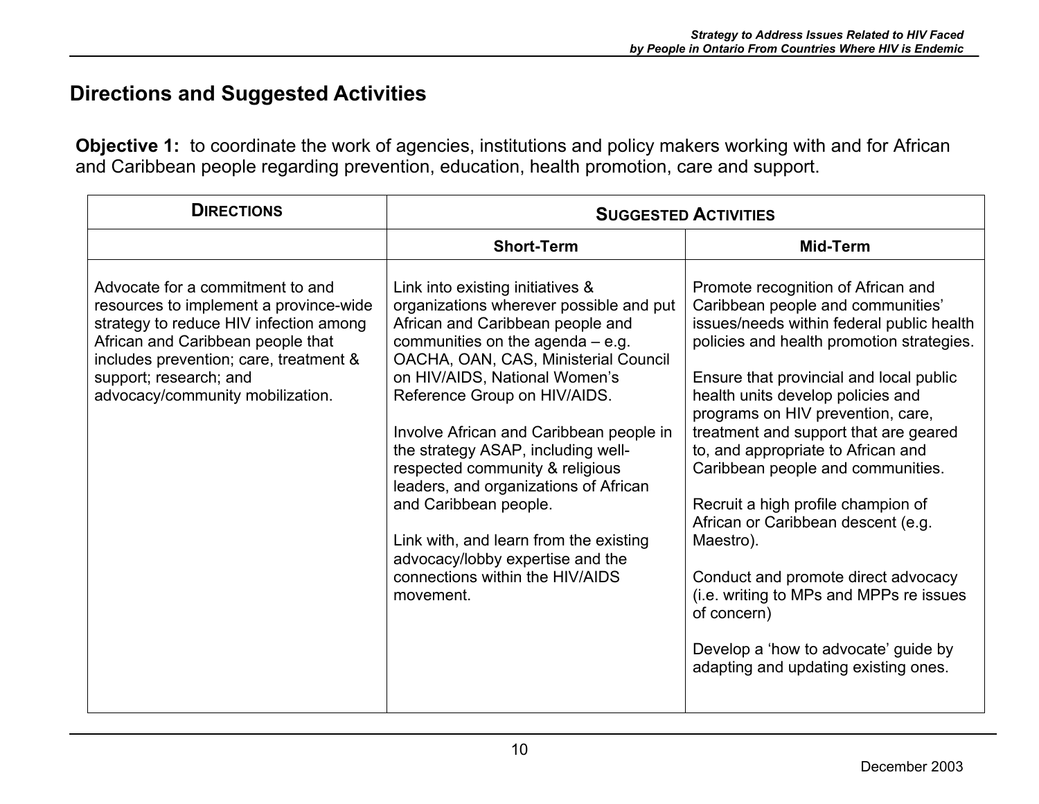## Directions and Suggested Activities

**Objective 1:** to coordinate the work of agencies, institutions and policy makers working with and for African and Caribbean people regarding prevention, education, health promotion, care and support.

| DIRECTIONS | SUGGESTED ACTIVITIES | |
|---|---|---|
| | **Short-Term** | **Mid-Term** |
| Advocate for a commitment to and resources to implement a province-wide strategy to reduce HIV infection among African and Caribbean people that includes prevention; care, treatment & support; research; and advocacy/community mobilization. | Link into existing initiatives & organizations wherever possible and put African and Caribbean people and communities on the agenda – e.g. OACHA, OAN, CAS, Ministerial Council on HIV/AIDS, National Women's Reference Group on HIV/AIDS.<br><br>Involve African and Caribbean people in the strategy ASAP, including well-respected community & religious leaders, and organizations of African and Caribbean people.<br><br>Link with, and learn from the existing advocacy/lobby expertise and the connections within the HIV/AIDS movement. | Promote recognition of African and Caribbean people and communities' issues/needs within federal public health policies and health promotion strategies.<br><br>Ensure that provincial and local public health units develop policies and programs on HIV prevention, care, treatment and support that are geared to, and appropriate to African and Caribbean people and communities.<br><br>Recruit a high profile champion of African or Caribbean descent (e.g. Maestro).<br><br>Conduct and promote direct advocacy (i.e. writing to MPs and MPPs re issues of concern)<br><br>Develop a 'how to advocate' guide by adapting and updating existing ones. |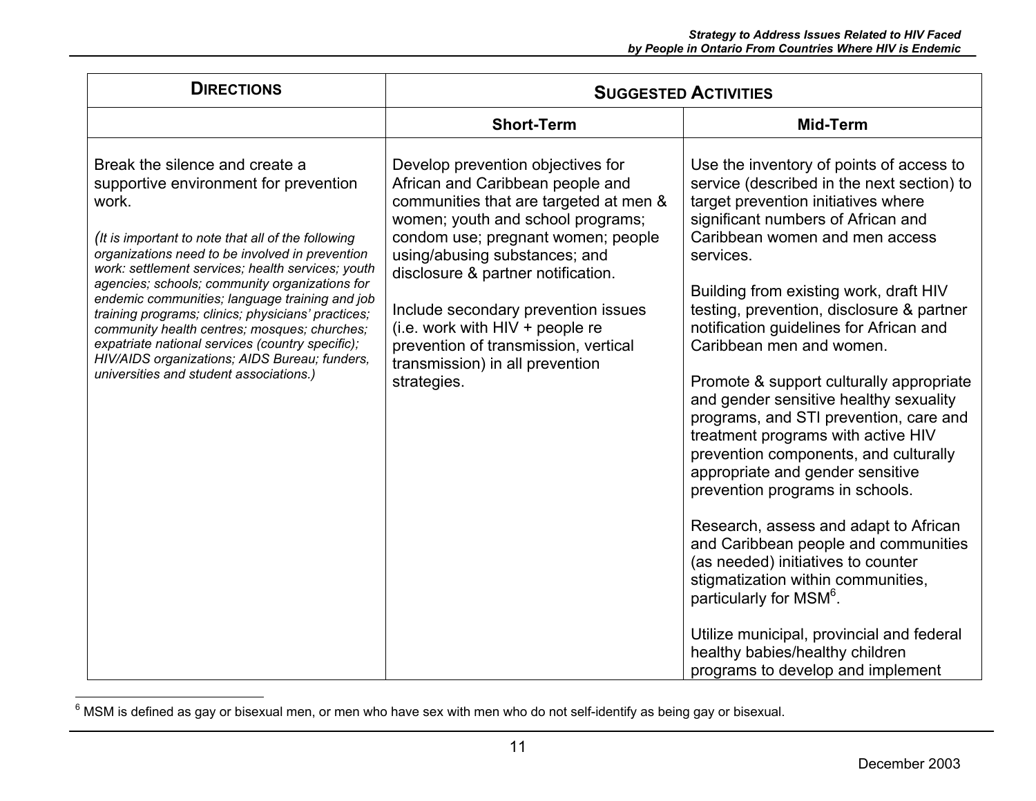| **DIRECTIONS** | **SUGGESTED ACTIVITIES** | |
|---|---|---|
| | **Short-Term** | **Mid-Term** |
| Break the silence and create a supportive environment for prevention work.<br><br>*(It is important to note that all of the following organizations need to be involved in prevention work: settlement services; health services; youth agencies; schools; community organizations for endemic communities; language training and job training programs; clinics; physicians' practices; community health centres; mosques; churches; expatriate national services (country specific); HIV/AIDS organizations; AIDS Bureau; funders, universities and student associations.)* | Develop prevention objectives for African and Caribbean people and communities that are targeted at men & women; youth and school programs; condom use; pregnant women; people using/abusing substances; and disclosure & partner notification.<br><br>Include secondary prevention issues (i.e. work with HIV + people re prevention of transmission, vertical transmission) in all prevention strategies. | Use the inventory of points of access to service (described in the next section) to target prevention initiatives where significant numbers of African and Caribbean women and men access services.<br><br>Building from existing work, draft HIV testing, prevention, disclosure & partner notification guidelines for African and Caribbean men and women.<br><br>Promote & support culturally appropriate and gender sensitive healthy sexuality programs, and STI prevention, care and treatment programs with active HIV prevention components, and culturally appropriate and gender sensitive prevention programs in schools.<br><br>Research, assess and adapt to African and Caribbean people and communities (as needed) initiatives to counter stigmatization within communities, particularly for MSM[6].<br><br>Utilize municipal, provincial and federal healthy babies/healthy children programs to develop and implement |

[6] MSM is defined as gay or bisexual men, or men who have sex with men who do not self-identify as being gay or bisexual.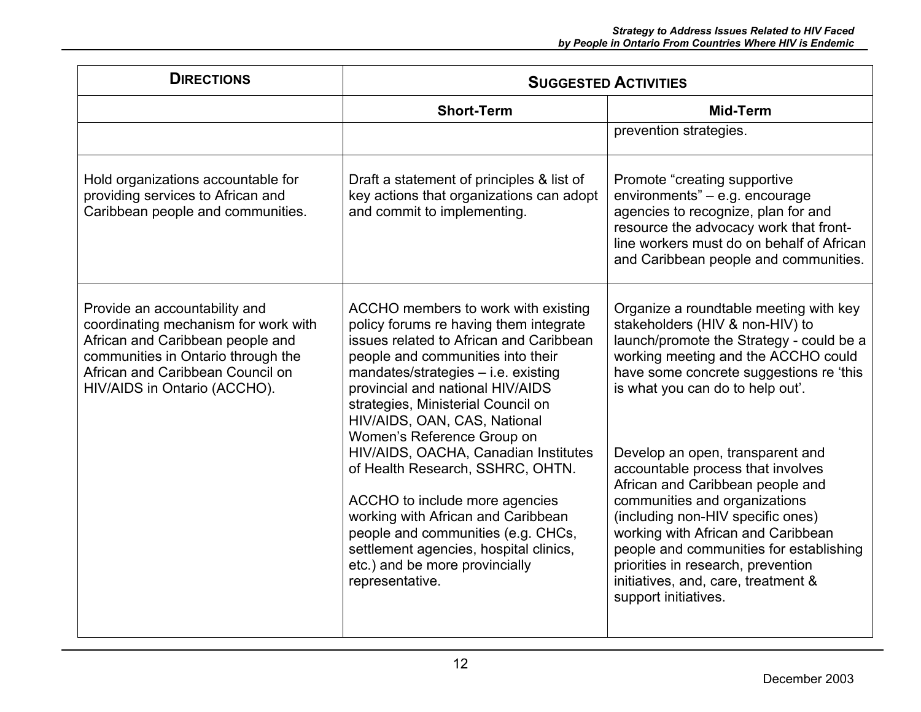| **DIRECTIONS** | **SUGGESTED ACTIVITIES** | |
|---|---|---|
| | **Short-Term** | **Mid-Term** |
| | | prevention strategies. |
| Hold organizations accountable for providing services to African and Caribbean people and communities. | Draft a statement of principles & list of key actions that organizations can adopt and commit to implementing. | Promote "creating supportive environments" – e.g. encourage agencies to recognize, plan for and resource the advocacy work that front-line workers must do on behalf of African and Caribbean people and communities. |
| Provide an accountability and coordinating mechanism for work with African and Caribbean people and communities in Ontario through the African and Caribbean Council on HIV/AIDS in Ontario (ACCHO). | ACCHO members to work with existing policy forums re having them integrate issues related to African and Caribbean people and communities into their mandates/strategies – i.e. existing provincial and national HIV/AIDS strategies, Ministerial Council on HIV/AIDS, OAN, CAS, National Women's Reference Group on HIV/AIDS, OACHA, Canadian Institutes of Health Research, SSHRC, OHTN.<br><br>ACCHO to include more agencies working with African and Caribbean people and communities (e.g. CHCs, settlement agencies, hospital clinics, etc.) and be more provincially representative. | Organize a roundtable meeting with key stakeholders (HIV & non-HIV) to launch/promote the Strategy - could be a working meeting and the ACCHO could have some concrete suggestions re 'this is what you can do to help out'.<br><br>Develop an open, transparent and accountable process that involves African and Caribbean people and communities and organizations (including non-HIV specific ones) working with African and Caribbean people and communities for establishing priorities in research, prevention initiatives, and, care, treatment & support initiatives. |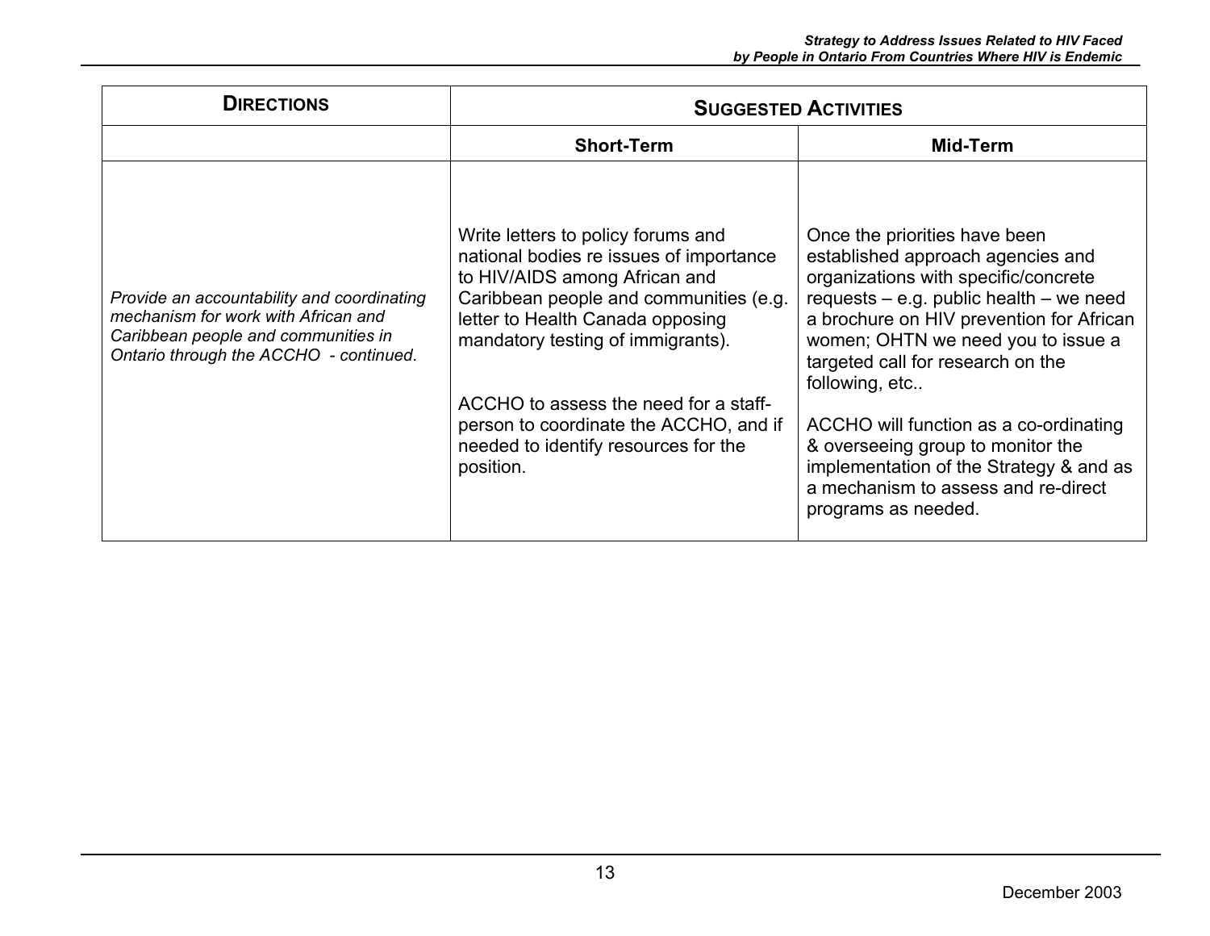| **DIRECTIONS** | **SUGGESTED ACTIVITIES** | |
|---|---|---|
| | **Short-Term** | **Mid-Term** |
| *Provide an accountability and coordinating mechanism for work with African and Caribbean people and communities in Ontario through the ACCHO - continued*. | Write letters to policy forums and national bodies re issues of importance to HIV/AIDS among African and Caribbean people and communities (e.g. letter to Health Canada opposing mandatory testing of immigrants).<br><br>ACCHO to assess the need for a staff-person to coordinate the ACCHO, and if needed to identify resources for the position. | Once the priorities have been established approach agencies and organizations with specific/concrete requests – e.g. public health – we need a brochure on HIV prevention for African women; OHTN we need you to issue a targeted call for research on the following, etc..<br><br>ACCHO will function as a co-ordinating & overseeing group to monitor the implementation of the Strategy & and as a mechanism to assess and re-direct programs as needed. |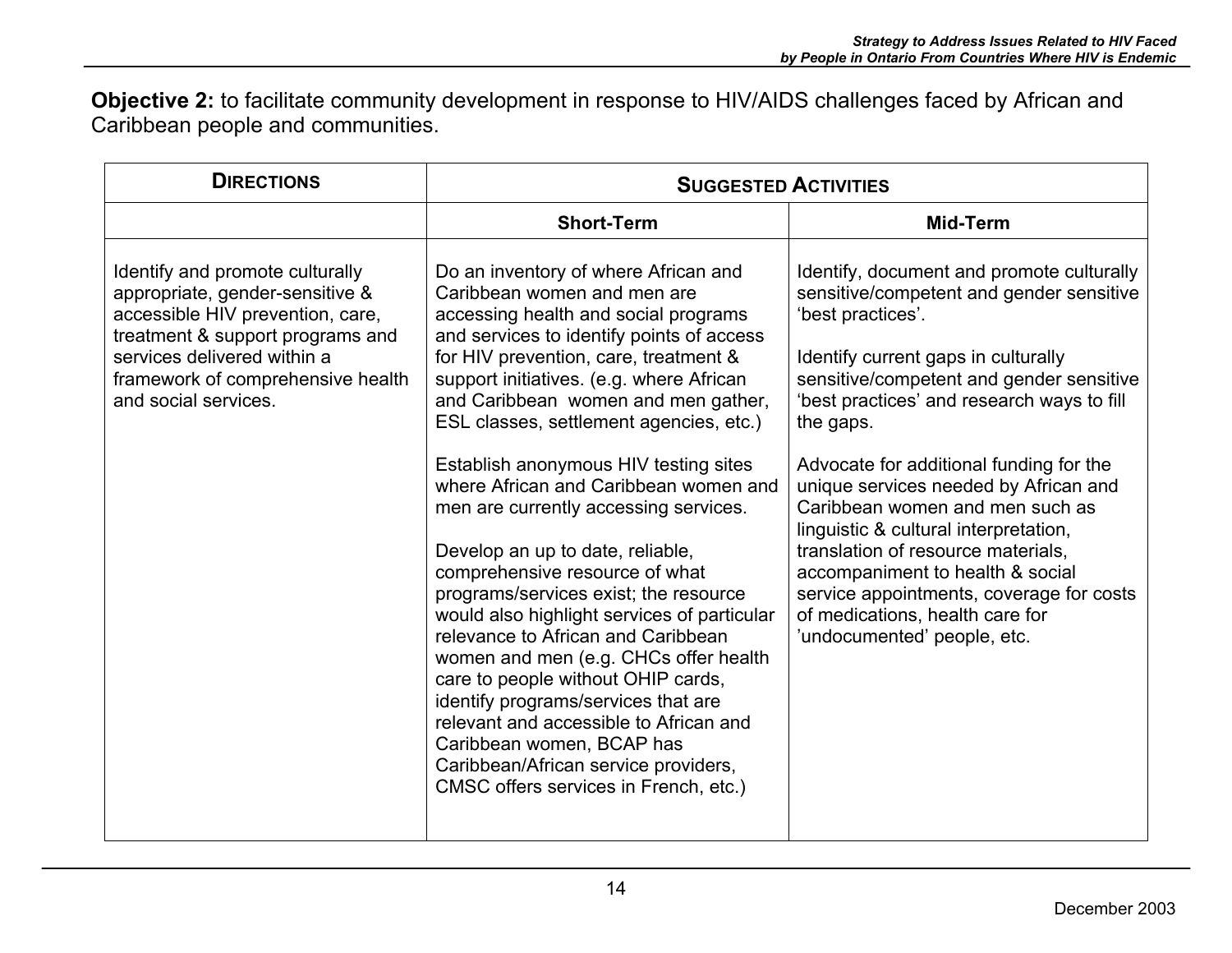**Objective 2:** to facilitate community development in response to HIV/AIDS challenges faced by African and Caribbean people and communities.

| DIRECTIONS | SUGGESTED ACTIVITIES | |
|---|---|---|
| | **Short-Term** | **Mid-Term** |
| Identify and promote culturally appropriate, gender-sensitive & accessible HIV prevention, care, treatment & support programs and services delivered within a framework of comprehensive health and social services. | Do an inventory of where African and Caribbean women and men are accessing health and social programs and services to identify points of access for HIV prevention, care, treatment & support initiatives. (e.g. where African and Caribbean women and men gather, ESL classes, settlement agencies, etc.)<br><br>Establish anonymous HIV testing sites where African and Caribbean women and men are currently accessing services.<br><br>Develop an up to date, reliable, comprehensive resource of what programs/services exist; the resource would also highlight services of particular relevance to African and Caribbean women and men (e.g. CHCs offer health care to people without OHIP cards, identify programs/services that are relevant and accessible to African and Caribbean women, BCAP has Caribbean/African service providers, CMSC offers services in French, etc.) | Identify, document and promote culturally sensitive/competent and gender sensitive 'best practices'.<br><br>Identify current gaps in culturally sensitive/competent and gender sensitive 'best practices' and research ways to fill the gaps.<br><br>Advocate for additional funding for the unique services needed by African and Caribbean women and men such as linguistic & cultural interpretation, translation of resource materials, accompaniment to health & social service appointments, coverage for costs of medications, health care for 'undocumented' people, etc. |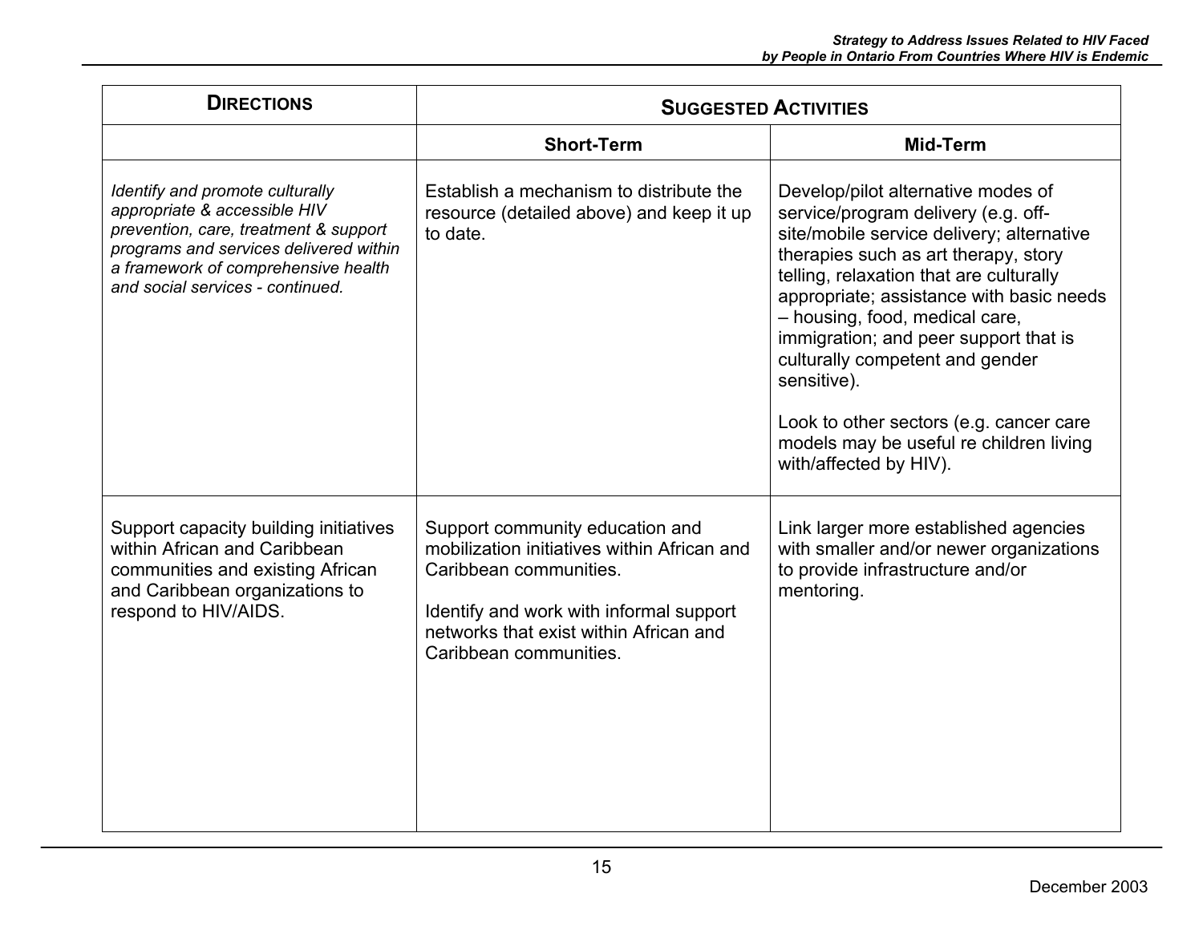| **DIRECTIONS** | **SUGGESTED ACTIVITIES** | |
|---|---|---|
| | **Short-Term** | **Mid-Term** |
| *Identify and promote culturally appropriate & accessible HIV prevention, care, treatment & support programs and services delivered within a framework of comprehensive health and social services - continued.* | Establish a mechanism to distribute the resource (detailed above) and keep it up to date. | Develop/pilot alternative modes of service/program delivery (e.g. off-site/mobile service delivery; alternative therapies such as art therapy, story telling, relaxation that are culturally appropriate; assistance with basic needs – housing, food, medical care, immigration; and peer support that is culturally competent and gender sensitive).<br><br>Look to other sectors (e.g. cancer care models may be useful re children living with/affected by HIV). |
| Support capacity building initiatives within African and Caribbean communities and existing African and Caribbean organizations to respond to HIV/AIDS. | Support community education and mobilization initiatives within African and Caribbean communities.<br><br>Identify and work with informal support networks that exist within African and Caribbean communities. | Link larger more established agencies with smaller and/or newer organizations to provide infrastructure and/or mentoring. |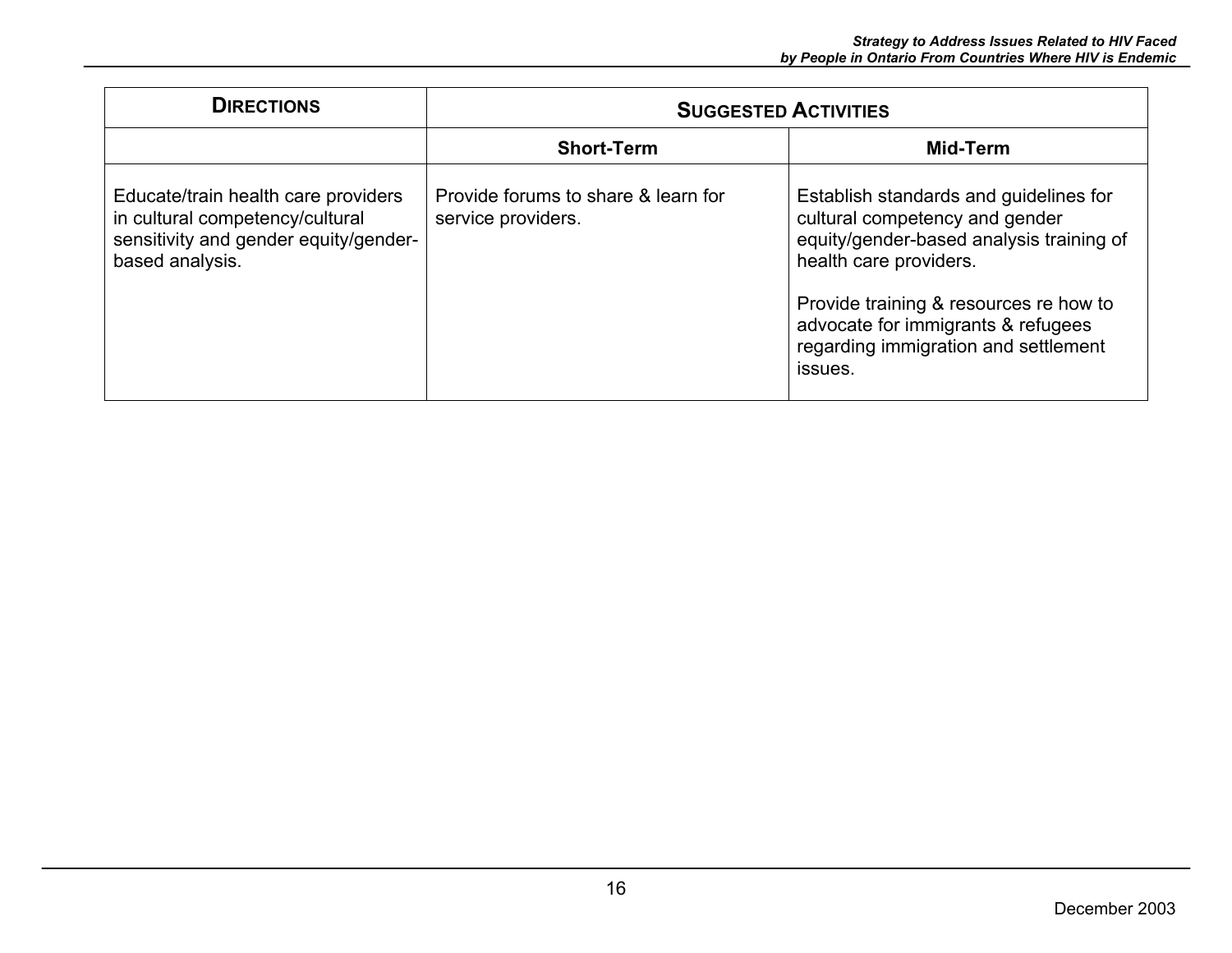| **DIRECTIONS** | **SUGGESTED ACTIVITIES** | |
|---|---|---|
| | **Short-Term** | **Mid-Term** |
| Educate/train health care providers in cultural competency/cultural sensitivity and gender equity/gender-based analysis. | Provide forums to share & learn for service providers. | Establish standards and guidelines for cultural competency and gender equity/gender-based analysis training of health care providers.<br><br>Provide training & resources re how to advocate for immigrants & refugees regarding immigration and settlement issues. |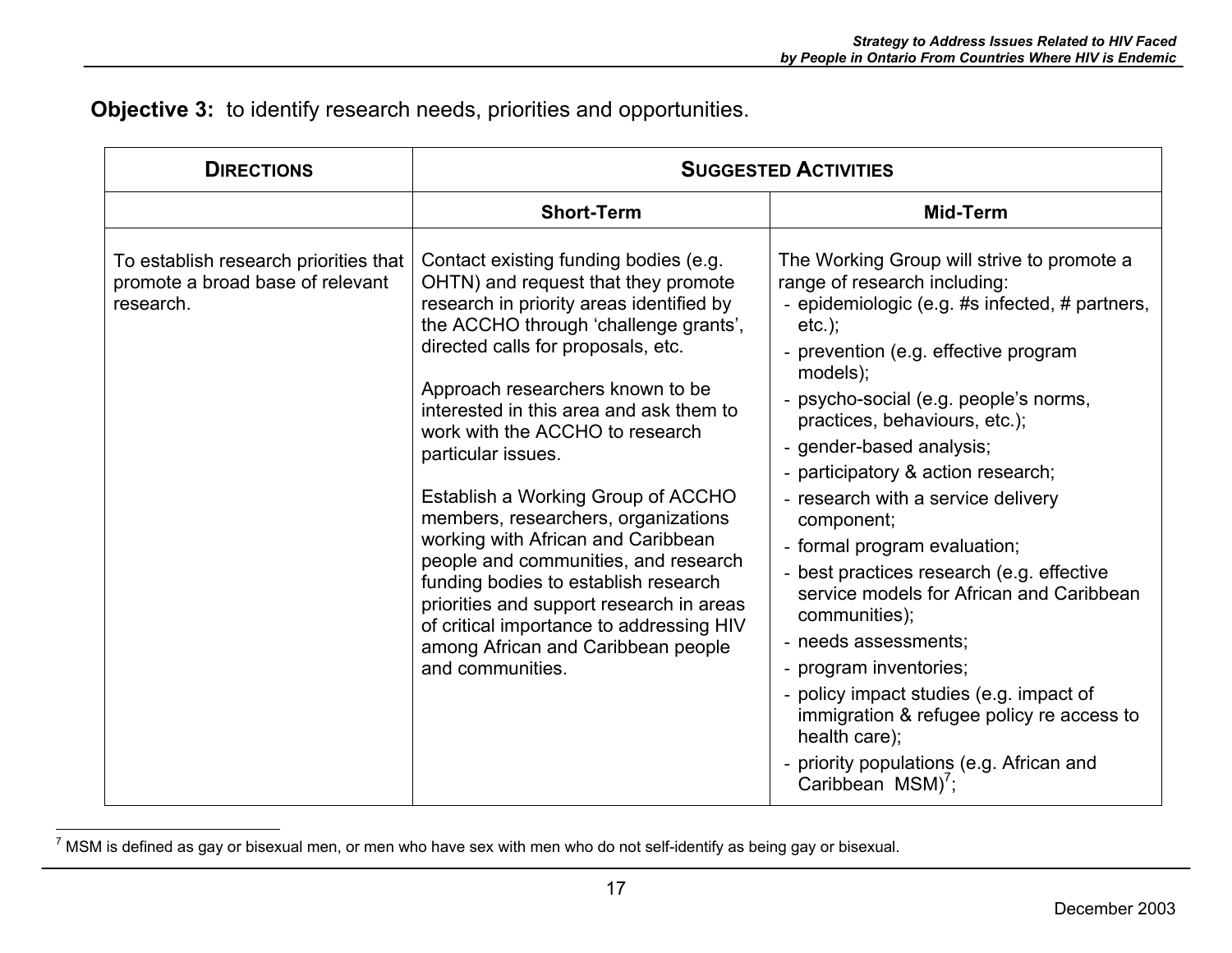**Objective 3:** to identify research needs, priorities and opportunities.

| DIRECTIONS | SUGGESTED ACTIVITIES | |
|---|---|---|
| | **Short-Term** | **Mid-Term** |
| To establish research priorities that promote a broad base of relevant research. | Contact existing funding bodies (e.g. OHTN) and request that they promote research in priority areas identified by the ACCHO through 'challenge grants', directed calls for proposals, etc.<br><br>Approach researchers known to be interested in this area and ask them to work with the ACCHO to research particular issues.<br><br>Establish a Working Group of ACCHO members, researchers, organizations working with African and Caribbean people and communities, and research funding bodies to establish research priorities and support research in areas of critical importance to addressing HIV among African and Caribbean people and communities. | The Working Group will strive to promote a range of research including:<br>- epidemiologic (e.g. #s infected, # partners, etc.);<br>- prevention (e.g. effective program models);<br>- psycho-social (e.g. people's norms, practices, behaviours, etc.);<br>- gender-based analysis;<br>- participatory & action research;<br>- research with a service delivery component;<br>- formal program evaluation;<br>- best practices research (e.g. effective service models for African and Caribbean communities);<br>- needs assessments;<br>- program inventories;<br>- policy impact studies (e.g. impact of immigration & refugee policy re access to health care);<br>- priority populations (e.g. African and Caribbean MSM)[7]; |

[7] MSM is defined as gay or bisexual men, or men who have sex with men who do not self-identify as being gay or bisexual.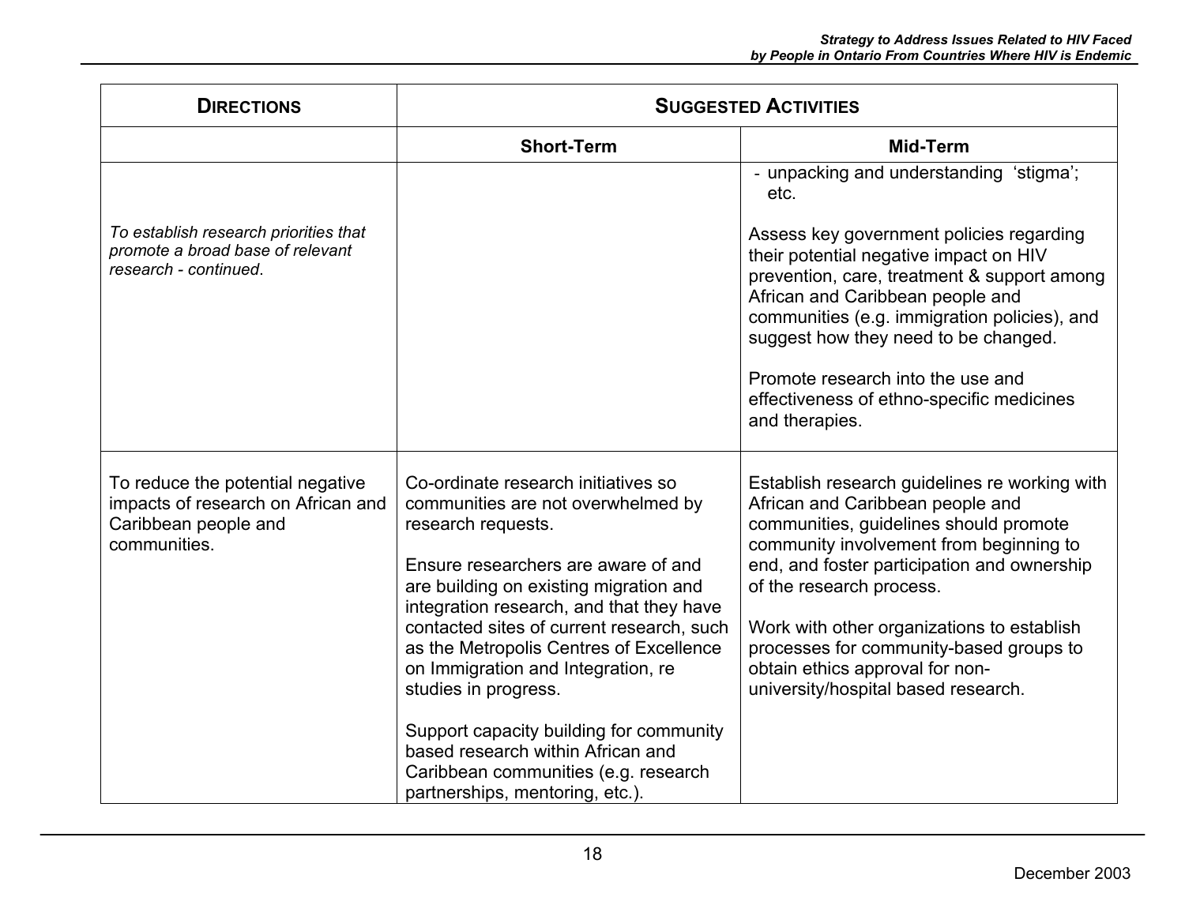| **DIRECTIONS** | **SUGGESTED ACTIVITIES** | |
|---|---|---|
| | **Short-Term** | **Mid-Term** |
| *To establish research priorities that promote a broad base of relevant research - continued*. | | - unpacking and understanding 'stigma'; etc.<br><br>Assess key government policies regarding their potential negative impact on HIV prevention, care, treatment & support among African and Caribbean people and communities (e.g. immigration policies), and suggest how they need to be changed.<br><br>Promote research into the use and effectiveness of ethno-specific medicines and therapies. |
| To reduce the potential negative impacts of research on African and Caribbean people and communities. | Co-ordinate research initiatives so communities are not overwhelmed by research requests.<br><br>Ensure researchers are aware of and are building on existing migration and integration research, and that they have contacted sites of current research, such as the Metropolis Centres of Excellence on Immigration and Integration, re studies in progress.<br><br>Support capacity building for community based research within African and Caribbean communities (e.g. research partnerships, mentoring, etc.). | Establish research guidelines re working with African and Caribbean people and communities, guidelines should promote community involvement from beginning to end, and foster participation and ownership of the research process.<br><br>Work with other organizations to establish processes for community-based groups to obtain ethics approval for non-university/hospital based research. |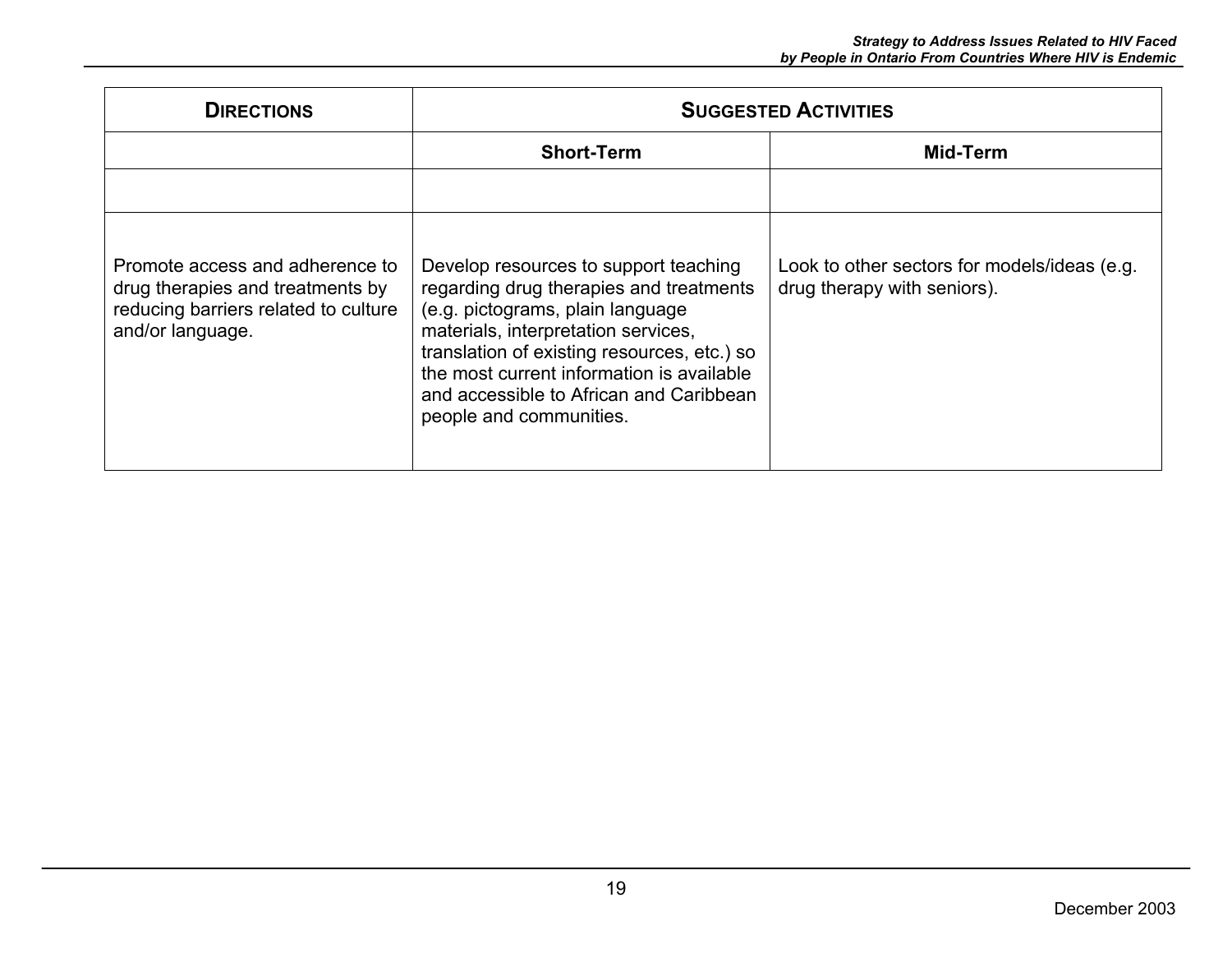| **DIRECTIONS** | **SUGGESTED ACTIVITIES** | |
|---|---|---|
| | **Short-Term** | **Mid-Term** |
| | | |
| Promote access and adherence to drug therapies and treatments by reducing barriers related to culture and/or language. | Develop resources to support teaching regarding drug therapies and treatments (e.g. pictograms, plain language materials, interpretation services, translation of existing resources, etc.) so the most current information is available and accessible to African and Caribbean people and communities. | Look to other sectors for models/ideas (e.g. drug therapy with seniors). |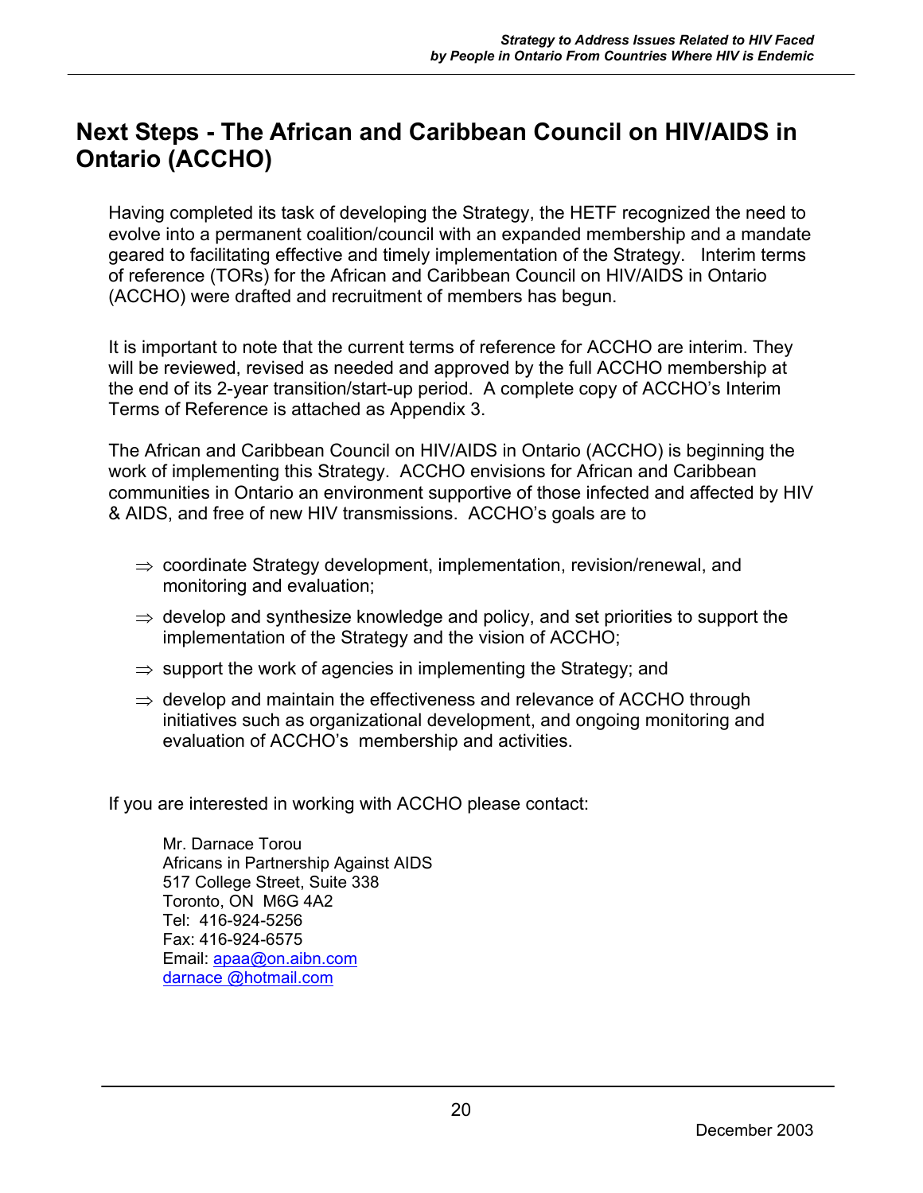## Next Steps - The African and Caribbean Council on HIV/AIDS in Ontario (ACCHO)

Having completed its task of developing the Strategy, the HETF recognized the need to evolve into a permanent coalition/council with an expanded membership and a mandate geared to facilitating effective and timely implementation of the Strategy. Interim terms of reference (TORs) for the African and Caribbean Council on HIV/AIDS in Ontario (ACCHO) were drafted and recruitment of members has begun.

It is important to note that the current terms of reference for ACCHO are interim. They will be reviewed, revised as needed and approved by the full ACCHO membership at the end of its 2-year transition/start-up period. A complete copy of ACCHO's Interim Terms of Reference is attached as Appendix 3.

The African and Caribbean Council on HIV/AIDS in Ontario (ACCHO) is beginning the work of implementing this Strategy. ACCHO envisions for African and Caribbean communities in Ontario an environment supportive of those infected and affected by HIV & AIDS, and free of new HIV transmissions. ACCHO's goals are to

- ⇒ coordinate Strategy development, implementation, revision/renewal, and monitoring and evaluation;
- ⇒ develop and synthesize knowledge and policy, and set priorities to support the implementation of the Strategy and the vision of ACCHO;
- ⇒ support the work of agencies in implementing the Strategy; and
- ⇒ develop and maintain the effectiveness and relevance of ACCHO through initiatives such as organizational development, and ongoing monitoring and evaluation of ACCHO's membership and activities.

If you are interested in working with ACCHO please contact:

Mr. Darnace Torou
Africans in Partnership Against AIDS
517 College Street, Suite 338
Toronto, ON M6G 4A2
Tel: 416-924-5256
Fax: 416-924-6575
Email: apaa@on.aibn.com
darnace @hotmail.com

December 2003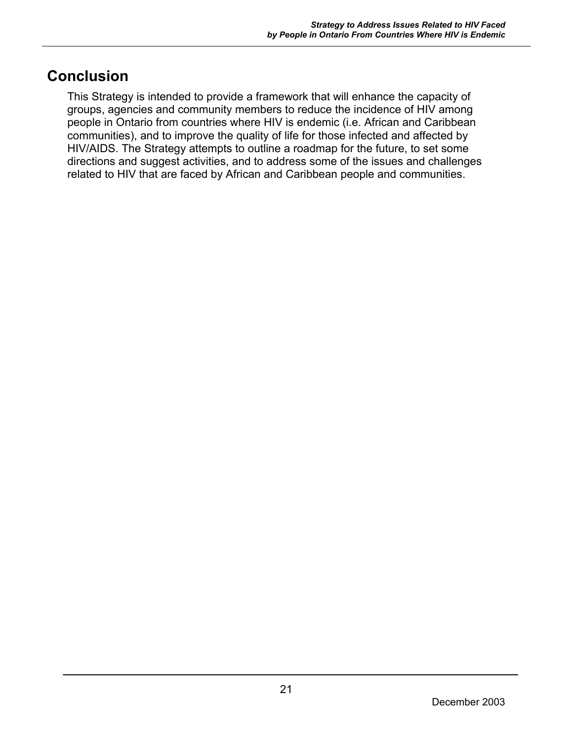## Conclusion

This Strategy is intended to provide a framework that will enhance the capacity of groups, agencies and community members to reduce the incidence of HIV among people in Ontario from countries where HIV is endemic (i.e. African and Caribbean communities), and to improve the quality of life for those infected and affected by HIV/AIDS. The Strategy attempts to outline a roadmap for the future, to set some directions and suggest activities, and to address some of the issues and challenges related to HIV that are faced by African and Caribbean people and communities.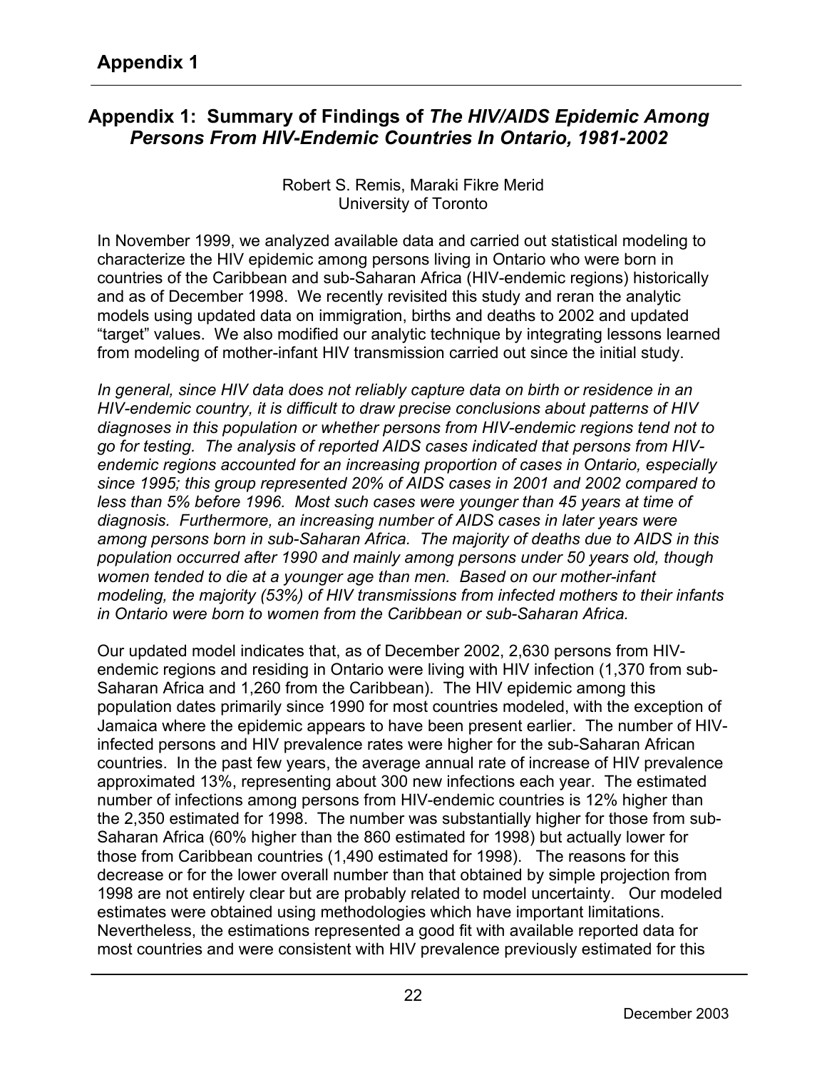## Appendix 1: Summary of Findings of *The HIV/AIDS Epidemic Among Persons From HIV-Endemic Countries In Ontario, 1981-2002*

Robert S. Remis, Maraki Fikre Merid
University of Toronto

In November 1999, we analyzed available data and carried out statistical modeling to characterize the HIV epidemic among persons living in Ontario who were born in countries of the Caribbean and sub-Saharan Africa (HIV-endemic regions) historically and as of December 1998. We recently revisited this study and reran the analytic models using updated data on immigration, births and deaths to 2002 and updated "target" values. We also modified our analytic technique by integrating lessons learned from modeling of mother-infant HIV transmission carried out since the initial study.

*In general, since HIV data does not reliably capture data on birth or residence in an HIV-endemic country, it is difficult to draw precise conclusions about patterns of HIV diagnoses in this population or whether persons from HIV-endemic regions tend not to go for testing. The analysis of reported AIDS cases indicated that persons from HIV-endemic regions accounted for an increasing proportion of cases in Ontario, especially since 1995; this group represented 20% of AIDS cases in 2001 and 2002 compared to less than 5% before 1996. Most such cases were younger than 45 years at time of diagnosis. Furthermore, an increasing number of AIDS cases in later years were among persons born in sub-Saharan Africa. The majority of deaths due to AIDS in this population occurred after 1990 and mainly among persons under 50 years old, though women tended to die at a younger age than men. Based on our mother-infant modeling, the majority (53%) of HIV transmissions from infected mothers to their infants in Ontario were born to women from the Caribbean or sub-Saharan Africa.*

Our updated model indicates that, as of December 2002, 2,630 persons from HIV-endemic regions and residing in Ontario were living with HIV infection (1,370 from sub-Saharan Africa and 1,260 from the Caribbean). The HIV epidemic among this population dates primarily since 1990 for most countries modeled, with the exception of Jamaica where the epidemic appears to have been present earlier. The number of HIV-infected persons and HIV prevalence rates were higher for the sub-Saharan African countries. In the past few years, the average annual rate of increase of HIV prevalence approximated 13%, representing about 300 new infections each year. The estimated number of infections among persons from HIV-endemic countries is 12% higher than the 2,350 estimated for 1998. The number was substantially higher for those from sub-Saharan Africa (60% higher than the 860 estimated for 1998) but actually lower for those from Caribbean countries (1,490 estimated for 1998). The reasons for this decrease or for the lower overall number than that obtained by simple projection from 1998 are not entirely clear but are probably related to model uncertainty. Our modeled estimates were obtained using methodologies which have important limitations. Nevertheless, the estimations represented a good fit with available reported data for most countries and were consistent with HIV prevalence previously estimated for this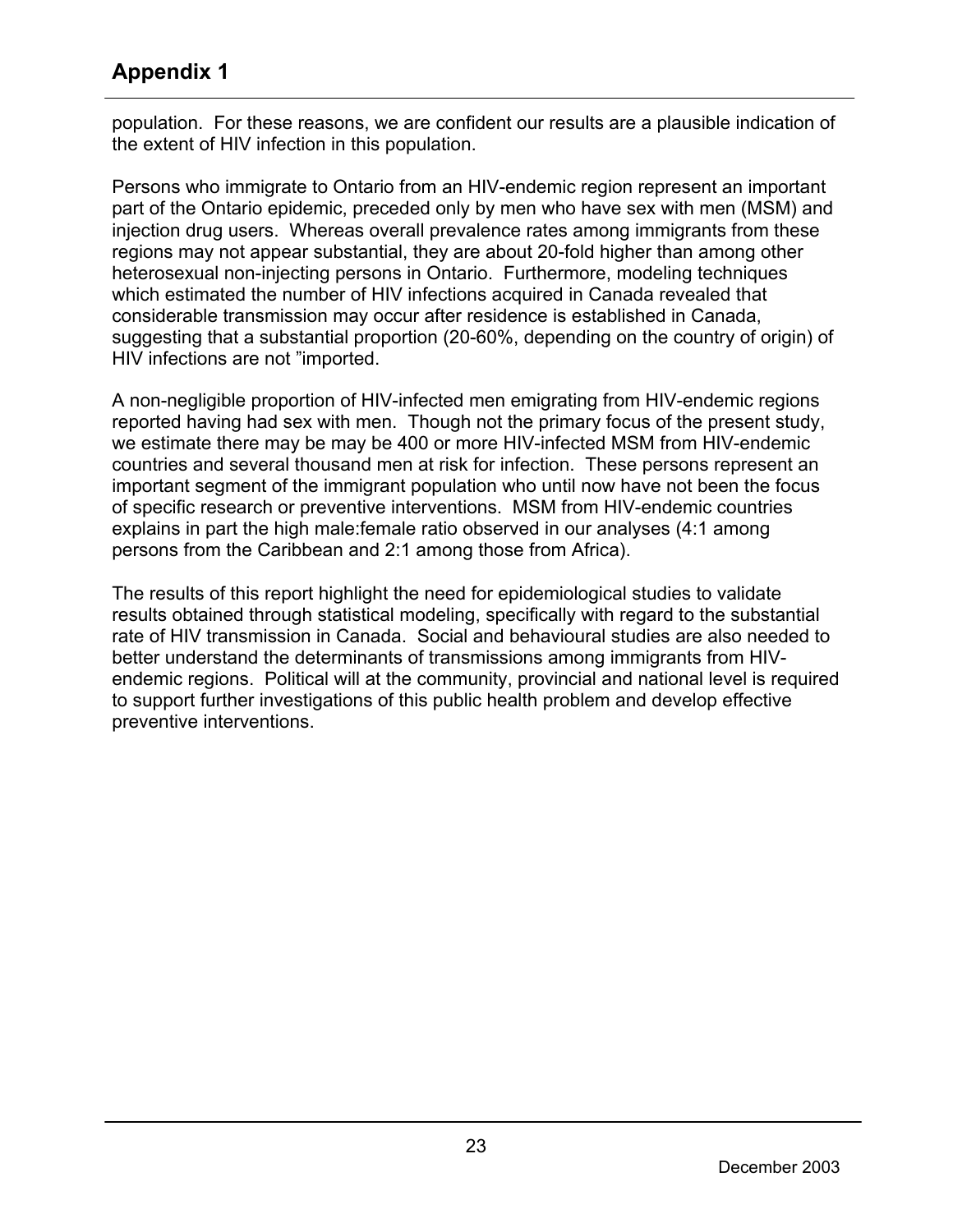population. For these reasons, we are confident our results are a plausible indication of the extent of HIV infection in this population.

Persons who immigrate to Ontario from an HIV-endemic region represent an important part of the Ontario epidemic, preceded only by men who have sex with men (MSM) and injection drug users. Whereas overall prevalence rates among immigrants from these regions may not appear substantial, they are about 20-fold higher than among other heterosexual non-injecting persons in Ontario. Furthermore, modeling techniques which estimated the number of HIV infections acquired in Canada revealed that considerable transmission may occur after residence is established in Canada, suggesting that a substantial proportion (20-60%, depending on the country of origin) of HIV infections are not "imported.

A non-negligible proportion of HIV-infected men emigrating from HIV-endemic regions reported having had sex with men. Though not the primary focus of the present study, we estimate there may be may be 400 or more HIV-infected MSM from HIV-endemic countries and several thousand men at risk for infection. These persons represent an important segment of the immigrant population who until now have not been the focus of specific research or preventive interventions. MSM from HIV-endemic countries explains in part the high male:female ratio observed in our analyses (4:1 among persons from the Caribbean and 2:1 among those from Africa).

The results of this report highlight the need for epidemiological studies to validate results obtained through statistical modeling, specifically with regard to the substantial rate of HIV transmission in Canada. Social and behavioural studies are also needed to better understand the determinants of transmissions among immigrants from HIV-endemic regions. Political will at the community, provincial and national level is required to support further investigations of this public health problem and develop effective preventive interventions.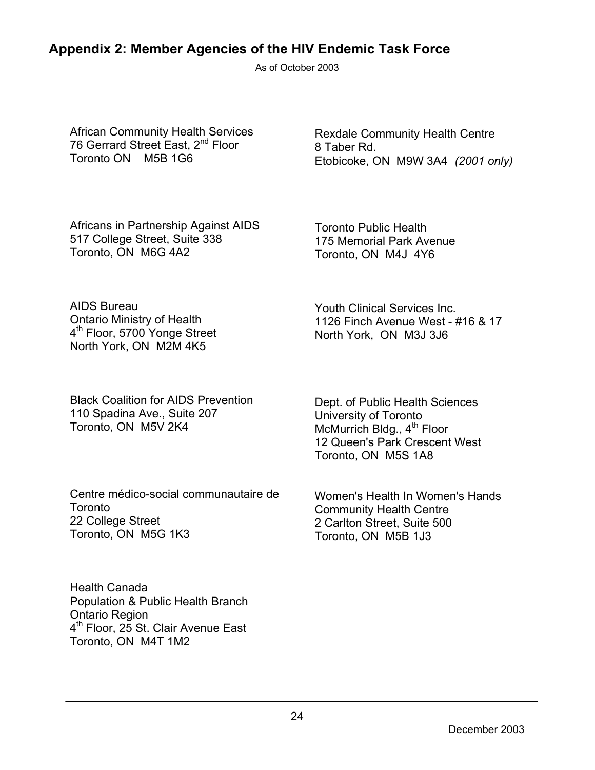## Appendix 2: Member Agencies of the HIV Endemic Task Force

As of October 2003

---

African Community Health Services
76 Gerrard Street East, 2nd Floor
Toronto ON M5B 1G6

Africans in Partnership Against AIDS
517 College Street, Suite 338
Toronto, ON M6G 4A2

AIDS Bureau
Ontario Ministry of Health
4th Floor, 5700 Yonge Street
North York, ON M2M 4K5

Black Coalition for AIDS Prevention
110 Spadina Ave., Suite 207
Toronto, ON M5V 2K4

Centre médico-social communautaire de Toronto
22 College Street
Toronto, ON M5G 1K3

Health Canada
Population & Public Health Branch
Ontario Region
4th Floor, 25 St. Clair Avenue East
Toronto, ON M4T 1M2

Rexdale Community Health Centre
8 Taber Rd.
Etobicoke, ON M9W 3A4 *(2001 only)*

Toronto Public Health
175 Memorial Park Avenue
Toronto, ON M4J 4Y6

Youth Clinical Services Inc.
1126 Finch Avenue West - #16 & 17
North York, ON M3J 3J6

Dept. of Public Health Sciences
University of Toronto
McMurrich Bldg., 4th Floor
12 Queen's Park Crescent West
Toronto, ON M5S 1A8

Women's Health In Women's Hands
Community Health Centre
2 Carlton Street, Suite 500
Toronto, ON M5B 1J3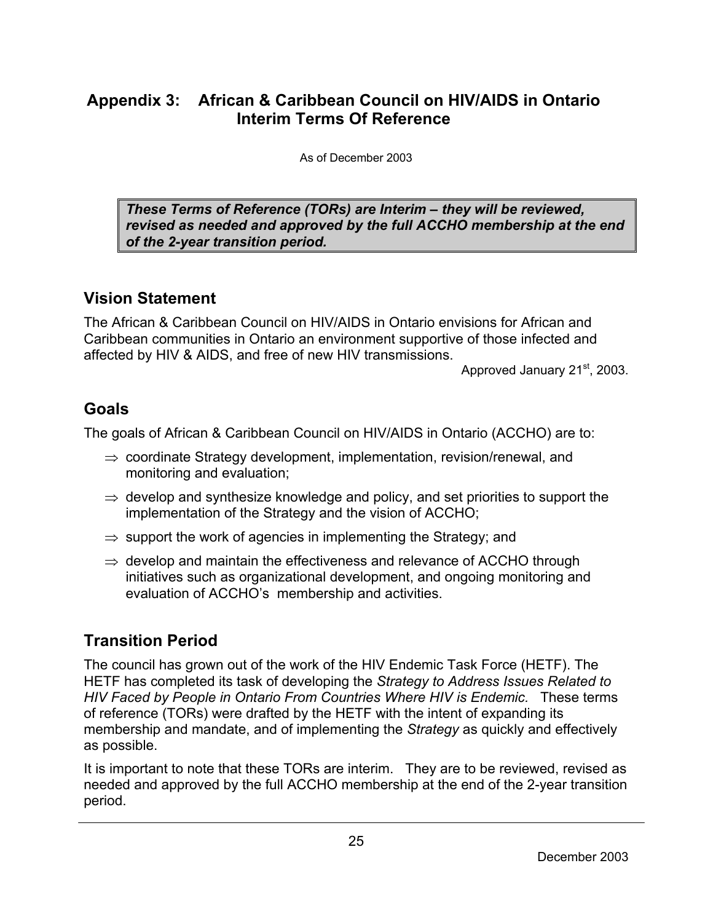## Appendix 3: African & Caribbean Council on HIV/AIDS in Ontario Interim Terms Of Reference

As of December 2003

> ***These Terms of Reference (TORs) are Interim – they will be reviewed, revised as needed and approved by the full ACCHO membership at the end of the 2-year transition period.***

### Vision Statement

The African & Caribbean Council on HIV/AIDS in Ontario envisions for African and Caribbean communities in Ontario an environment supportive of those infected and affected by HIV & AIDS, and free of new HIV transmissions.

Approved January 21st, 2003.

### Goals

The goals of African & Caribbean Council on HIV/AIDS in Ontario (ACCHO) are to:

⇒ coordinate Strategy development, implementation, revision/renewal, and monitoring and evaluation;

⇒ develop and synthesize knowledge and policy, and set priorities to support the implementation of the Strategy and the vision of ACCHO;

⇒ support the work of agencies in implementing the Strategy; and

⇒ develop and maintain the effectiveness and relevance of ACCHO through initiatives such as organizational development, and ongoing monitoring and evaluation of ACCHO's membership and activities.

### Transition Period

The council has grown out of the work of the HIV Endemic Task Force (HETF). The HETF has completed its task of developing the *Strategy to Address Issues Related to HIV Faced by People in Ontario From Countries Where HIV is Endemic.* These terms of reference (TORs) were drafted by the HETF with the intent of expanding its membership and mandate, and of implementing the *Strategy* as quickly and effectively as possible.

It is important to note that these TORs are interim. They are to be reviewed, revised as needed and approved by the full ACCHO membership at the end of the 2-year transition period.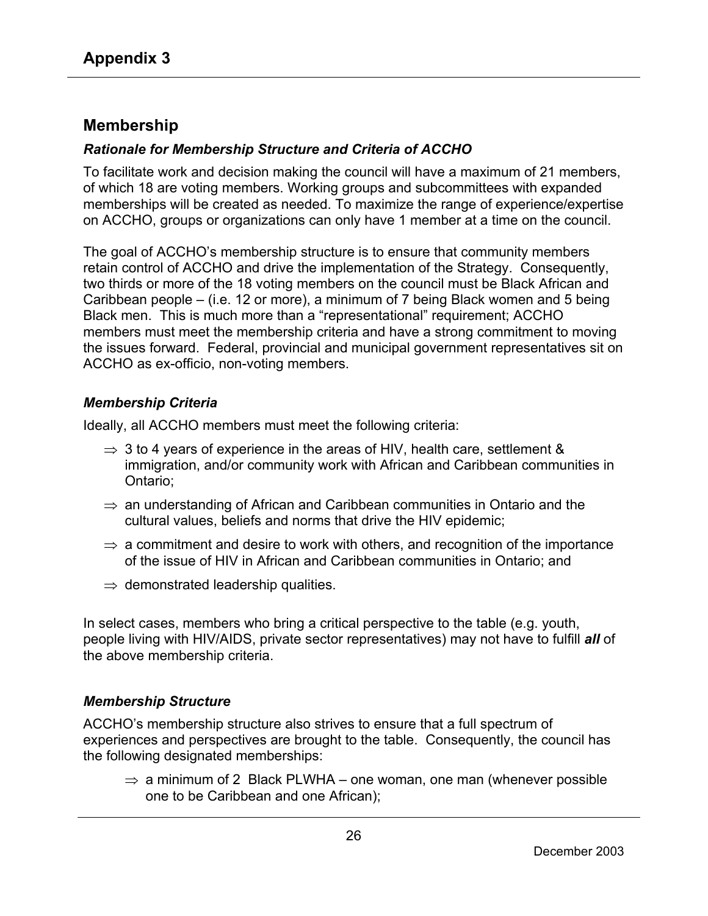# Appendix 3

## Membership

### *Rationale for Membership Structure and Criteria of ACCHO*

To facilitate work and decision making the council will have a maximum of 21 members, of which 18 are voting members. Working groups and subcommittees with expanded memberships will be created as needed. To maximize the range of experience/expertise on ACCHO, groups or organizations can only have 1 member at a time on the council.

The goal of ACCHO's membership structure is to ensure that community members retain control of ACCHO and drive the implementation of the Strategy. Consequently, two thirds or more of the 18 voting members on the council must be Black African and Caribbean people – (i.e. 12 or more), a minimum of 7 being Black women and 5 being Black men. This is much more than a "representational" requirement; ACCHO members must meet the membership criteria and have a strong commitment to moving the issues forward. Federal, provincial and municipal government representatives sit on ACCHO as ex-officio, non-voting members.

### *Membership Criteria*

Ideally, all ACCHO members must meet the following criteria:

- ⇒ 3 to 4 years of experience in the areas of HIV, health care, settlement & immigration, and/or community work with African and Caribbean communities in Ontario;
- ⇒ an understanding of African and Caribbean communities in Ontario and the cultural values, beliefs and norms that drive the HIV epidemic;
- ⇒ a commitment and desire to work with others, and recognition of the importance of the issue of HIV in African and Caribbean communities in Ontario; and
- ⇒ demonstrated leadership qualities.

In select cases, members who bring a critical perspective to the table (e.g. youth, people living with HIV/AIDS, private sector representatives) may not have to fulfill ***all*** of the above membership criteria.

### *Membership Structure*

ACCHO's membership structure also strives to ensure that a full spectrum of experiences and perspectives are brought to the table. Consequently, the council has the following designated memberships:

- ⇒ a minimum of 2 Black PLWHA – one woman, one man (whenever possible one to be Caribbean and one African);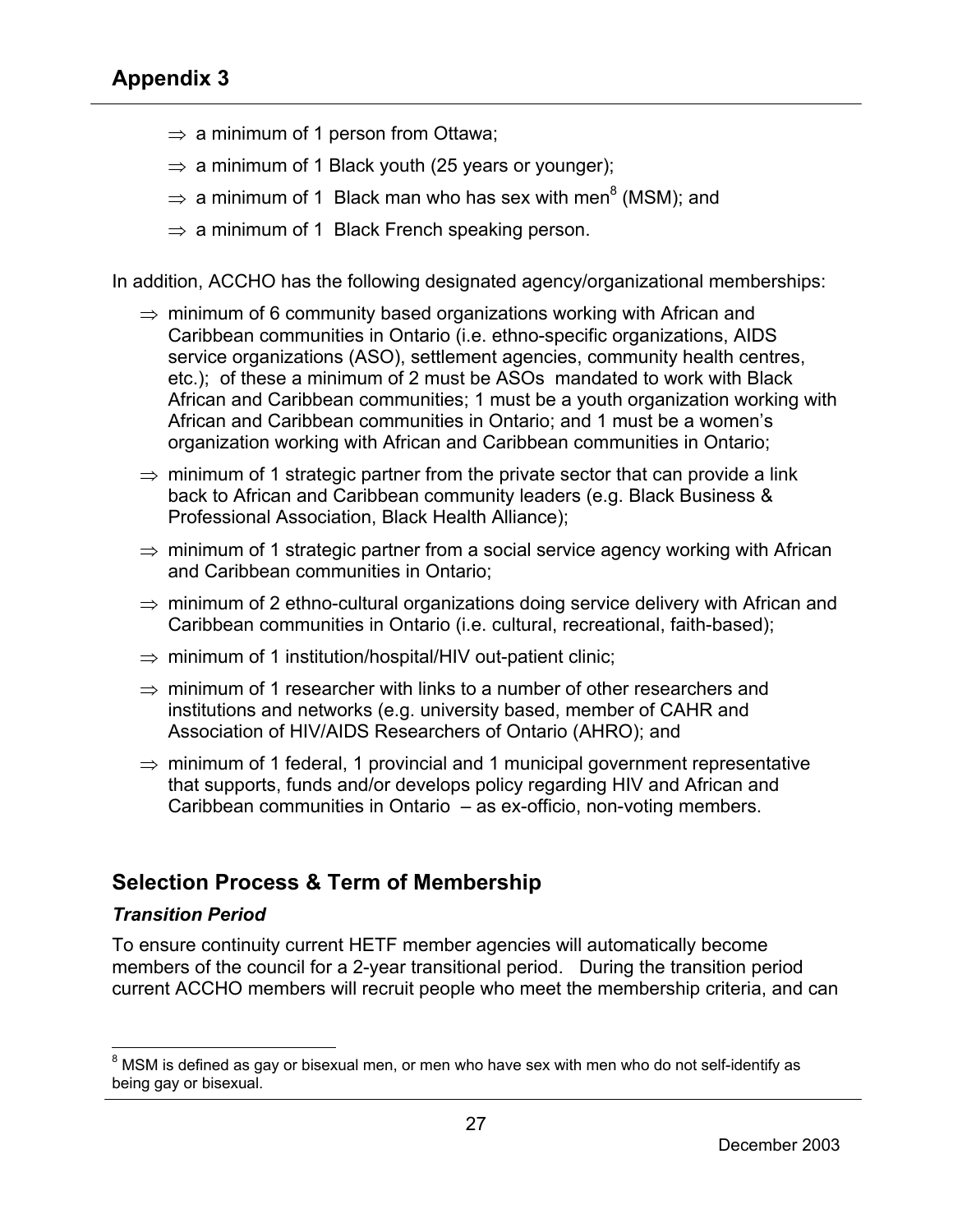## Appendix 3

- ⇒ a minimum of 1 person from Ottawa;
- ⇒ a minimum of 1 Black youth (25 years or younger);
- ⇒ a minimum of 1 Black man who has sex with men[8] (MSM); and
- ⇒ a minimum of 1 Black French speaking person.

In addition, ACCHO has the following designated agency/organizational memberships:

- ⇒ minimum of 6 community based organizations working with African and Caribbean communities in Ontario (i.e. ethno-specific organizations, AIDS service organizations (ASO), settlement agencies, community health centres, etc.); of these a minimum of 2 must be ASOs mandated to work with Black African and Caribbean communities; 1 must be a youth organization working with African and Caribbean communities in Ontario; and 1 must be a women's organization working with African and Caribbean communities in Ontario;
- ⇒ minimum of 1 strategic partner from the private sector that can provide a link back to African and Caribbean community leaders (e.g. Black Business & Professional Association, Black Health Alliance);
- ⇒ minimum of 1 strategic partner from a social service agency working with African and Caribbean communities in Ontario;
- ⇒ minimum of 2 ethno-cultural organizations doing service delivery with African and Caribbean communities in Ontario (i.e. cultural, recreational, faith-based);
- ⇒ minimum of 1 institution/hospital/HIV out-patient clinic;
- ⇒ minimum of 1 researcher with links to a number of other researchers and institutions and networks (e.g. university based, member of CAHR and Association of HIV/AIDS Researchers of Ontario (AHRO); and
- ⇒ minimum of 1 federal, 1 provincial and 1 municipal government representative that supports, funds and/or develops policy regarding HIV and African and Caribbean communities in Ontario – as ex-officio, non-voting members.

## Selection Process & Term of Membership

### *Transition Period*

To ensure continuity current HETF member agencies will automatically become members of the council for a 2-year transitional period. During the transition period current ACCHO members will recruit people who meet the membership criteria, and can

[8] MSM is defined as gay or bisexual men, or men who have sex with men who do not self-identify as being gay or bisexual.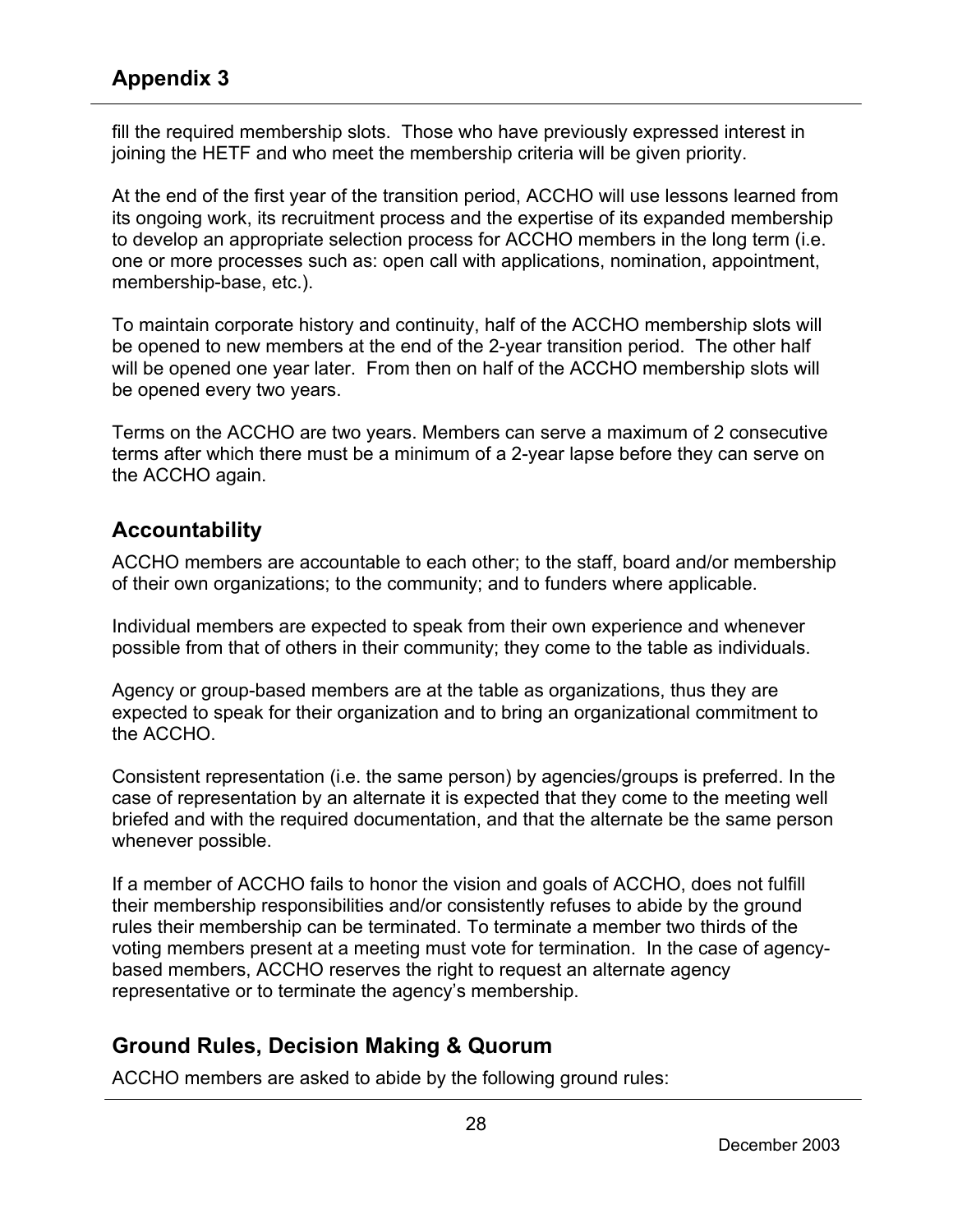fill the required membership slots. Those who have previously expressed interest in joining the HETF and who meet the membership criteria will be given priority.

At the end of the first year of the transition period, ACCHO will use lessons learned from its ongoing work, its recruitment process and the expertise of its expanded membership to develop an appropriate selection process for ACCHO members in the long term (i.e. one or more processes such as: open call with applications, nomination, appointment, membership-base, etc.).

To maintain corporate history and continuity, half of the ACCHO membership slots will be opened to new members at the end of the 2-year transition period. The other half will be opened one year later. From then on half of the ACCHO membership slots will be opened every two years.

Terms on the ACCHO are two years. Members can serve a maximum of 2 consecutive terms after which there must be a minimum of a 2-year lapse before they can serve on the ACCHO again.

## Accountability

ACCHO members are accountable to each other; to the staff, board and/or membership of their own organizations; to the community; and to funders where applicable.

Individual members are expected to speak from their own experience and whenever possible from that of others in their community; they come to the table as individuals.

Agency or group-based members are at the table as organizations, thus they are expected to speak for their organization and to bring an organizational commitment to the ACCHO.

Consistent representation (i.e. the same person) by agencies/groups is preferred. In the case of representation by an alternate it is expected that they come to the meeting well briefed and with the required documentation, and that the alternate be the same person whenever possible.

If a member of ACCHO fails to honor the vision and goals of ACCHO, does not fulfill their membership responsibilities and/or consistently refuses to abide by the ground rules their membership can be terminated. To terminate a member two thirds of the voting members present at a meeting must vote for termination. In the case of agency-based members, ACCHO reserves the right to request an alternate agency representative or to terminate the agency's membership.

## Ground Rules, Decision Making & Quorum

ACCHO members are asked to abide by the following ground rules: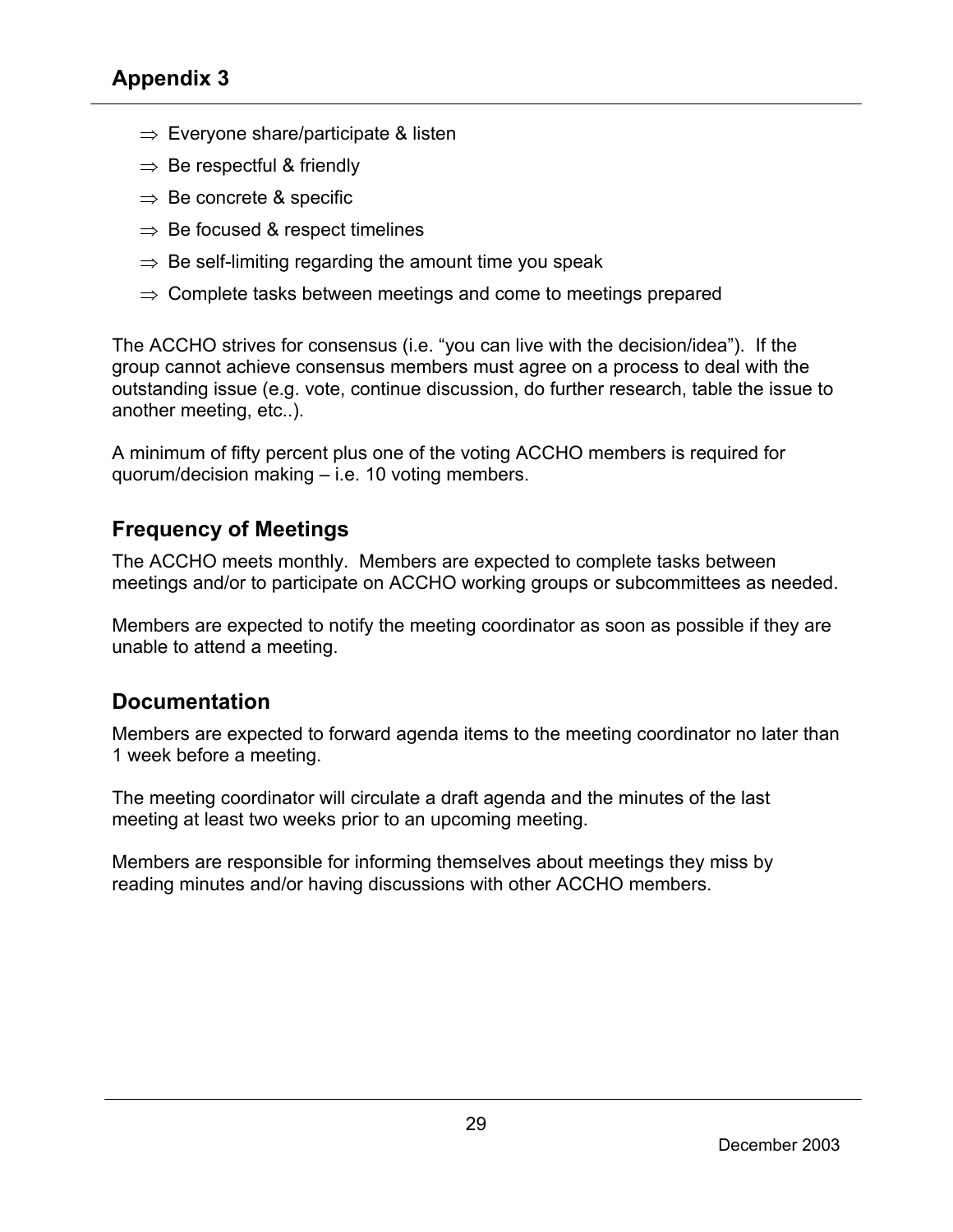## Appendix 3

- ⇒ Everyone share/participate & listen
- ⇒ Be respectful & friendly
- ⇒ Be concrete & specific
- ⇒ Be focused & respect timelines
- ⇒ Be self-limiting regarding the amount time you speak
- ⇒ Complete tasks between meetings and come to meetings prepared

The ACCHO strives for consensus (i.e. "you can live with the decision/idea"). If the group cannot achieve consensus members must agree on a process to deal with the outstanding issue (e.g. vote, continue discussion, do further research, table the issue to another meeting, etc..).

A minimum of fifty percent plus one of the voting ACCHO members is required for quorum/decision making – i.e. 10 voting members.

### Frequency of Meetings

The ACCHO meets monthly. Members are expected to complete tasks between meetings and/or to participate on ACCHO working groups or subcommittees as needed.

Members are expected to notify the meeting coordinator as soon as possible if they are unable to attend a meeting.

### Documentation

Members are expected to forward agenda items to the meeting coordinator no later than 1 week before a meeting.

The meeting coordinator will circulate a draft agenda and the minutes of the last meeting at least two weeks prior to an upcoming meeting.

Members are responsible for informing themselves about meetings they miss by reading minutes and/or having discussions with other ACCHO members.